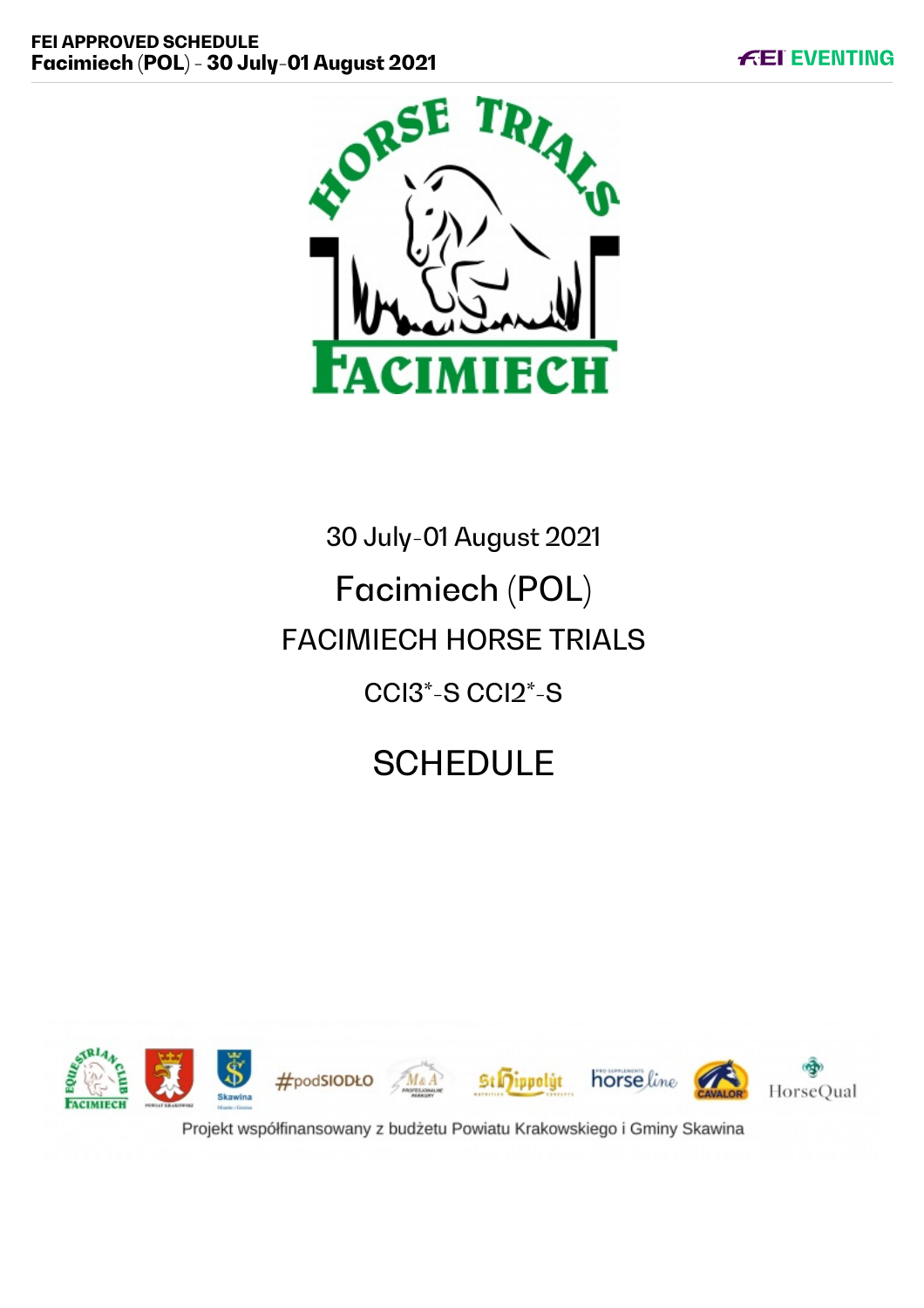30 July-01 August 2021

# Facimiech (POL)

## FACIMIECH HORSE TRIALS

CCI3*-S CCI2*-S

# SCHEDULE

Projekt współfinansowany z budżetu Powiatu Krakowskiego i Gminy Skawina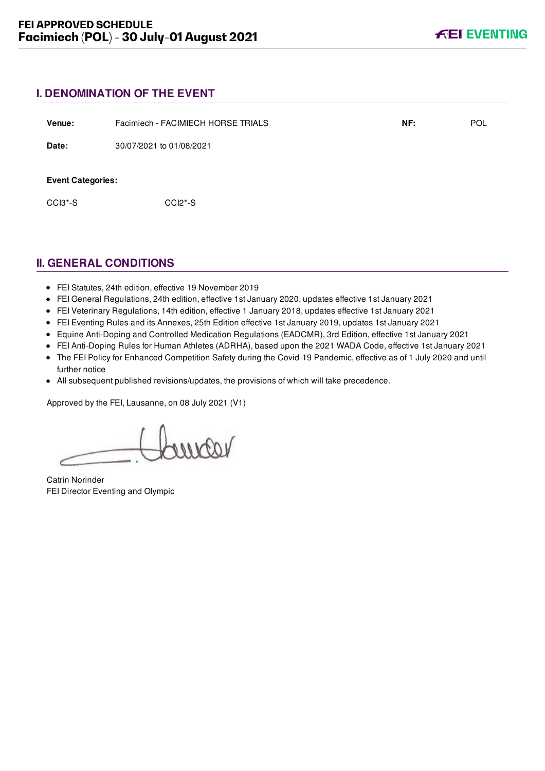## I. DENOMINATION OF THE EVENT

| | | | |
|---|---|---|---|
| **Venue:** | Facimiech - FACIMIECH HORSE TRIALS | **NF:** | POL |
| **Date:** | 30/07/2021 to 01/08/2021 | | |

**Event Categories:**

CCI3*-S CCI2*-S

## II. GENERAL CONDITIONS

- FEI Statutes, 24th edition, effective 19 November 2019
- FEI General Regulations, 24th edition, effective 1st January 2020, updates effective 1st January 2021
- FEI Veterinary Regulations, 14th edition, effective 1 January 2018, updates effective 1st January 2021
- FEI Eventing Rules and its Annexes, 25th Edition effective 1st January 2019, updates 1st January 2021
- Equine Anti-Doping and Controlled Medication Regulations (EADCMR), 3rd Edition, effective 1st January 2021
- FEI Anti-Doping Rules for Human Athletes (ADRHA), based upon the 2021 WADA Code, effective 1st January 2021
- The FEI Policy for Enhanced Competition Safety during the Covid-19 Pandemic, effective as of 1 July 2020 and until further notice
- All subsequent published revisions/updates, the provisions of which will take precedence.

Approved by the FEI, Lausanne, on 08 July 2021 (V1)

Catrin Norinder
FEI Director Eventing and Olympic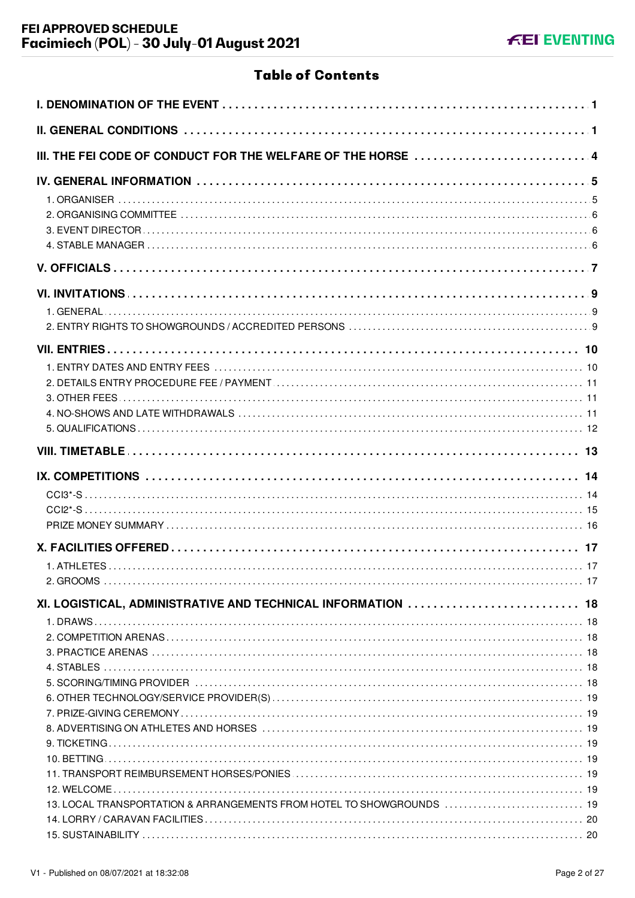## Table of Contents

| | |
|---|---|
| **I. DENOMINATION OF THE EVENT** | **1** |
| **II. GENERAL CONDITIONS** | **1** |
| **III. THE FEI CODE OF CONDUCT FOR THE WELFARE OF THE HORSE** | **4** |
| **IV. GENERAL INFORMATION** | **5** |
| 1. ORGANISER | 5 |
| 2. ORGANISING COMMITTEE | 6 |
| 3. EVENT DIRECTOR | 6 |
| 4. STABLE MANAGER | 6 |
| **V. OFFICIALS** | **7** |
| **VI. INVITATIONS** | **9** |
| 1. GENERAL | 9 |
| 2. ENTRY RIGHTS TO SHOWGROUNDS / ACCREDITED PERSONS | 9 |
| **VII. ENTRIES** | **10** |
| 1. ENTRY DATES AND ENTRY FEES | 10 |
| 2. DETAILS ENTRY PROCEDURE FEE / PAYMENT | 11 |
| 3. OTHER FEES | 11 |
| 4. NO-SHOWS AND LATE WITHDRAWALS | 11 |
| 5. QUALIFICATIONS | 12 |
| **VIII. TIMETABLE** | **13** |
| **IX. COMPETITIONS** | **14** |
| CCI3*-S | 14 |
| CCI2*-S | 15 |
| PRIZE MONEY SUMMARY | 16 |
| **X. FACILITIES OFFERED** | **17** |
| 1. ATHLETES | 17 |
| 2. GROOMS | 17 |
| **XI. LOGISTICAL, ADMINISTRATIVE AND TECHNICAL INFORMATION** | **18** |
| 1. DRAWS | 18 |
| 2. COMPETITION ARENAS | 18 |
| 3. PRACTICE ARENAS | 18 |
| 4. STABLES | 18 |
| 5. SCORING/TIMING PROVIDER | 18 |
| 6. OTHER TECHNOLOGY/SERVICE PROVIDER(S) | 19 |
| 7. PRIZE-GIVING CEREMONY | 19 |
| 8. ADVERTISING ON ATHLETES AND HORSES | 19 |
| 9. TICKETING | 19 |
| 10. BETTING | 19 |
| 11. TRANSPORT REIMBURSEMENT HORSES/PONIES | 19 |
| 12. WELCOME | 19 |
| 13. LOCAL TRANSPORTATION & ARRANGEMENTS FROM HOTEL TO SHOWGROUNDS | 19 |
| 14. LORRY / CARAVAN FACILITIES | 20 |
| 15. SUSTAINABILITY | 20 |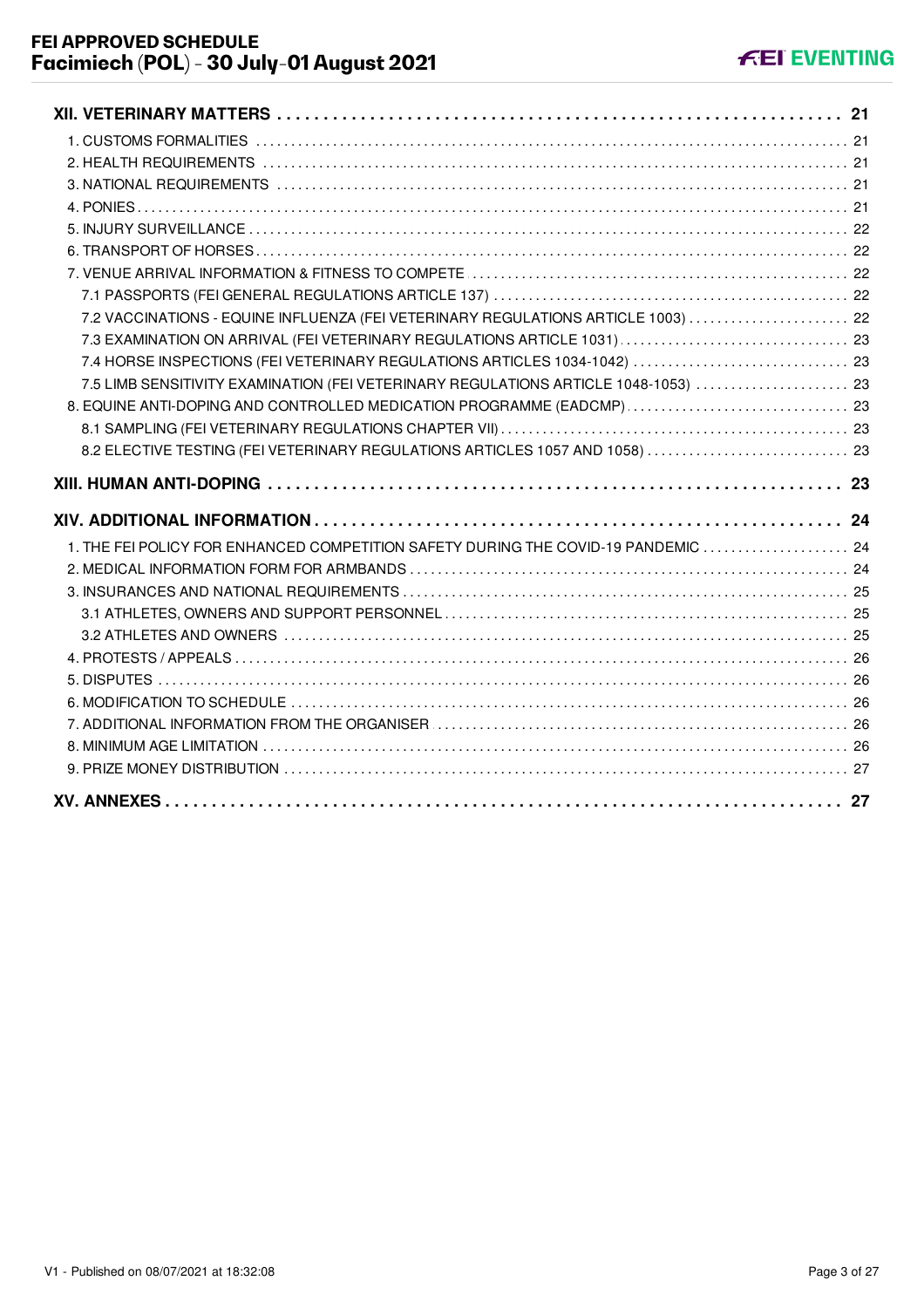- **XII. VETERINARY MATTERS** ..... 21
  - 1. CUSTOMS FORMALITIES ..... 21
  - 2. HEALTH REQUIREMENTS ..... 21
  - 3. NATIONAL REQUIREMENTS ..... 21
  - 4. PONIES ..... 21
  - 5. INJURY SURVEILLANCE ..... 22
  - 6. TRANSPORT OF HORSES ..... 22
  - 7. VENUE ARRIVAL INFORMATION & FITNESS TO COMPETE ..... 22
    - 7.1 PASSPORTS (FEI GENERAL REGULATIONS ARTICLE 137) ..... 22
    - 7.2 VACCINATIONS - EQUINE INFLUENZA (FEI VETERINARY REGULATIONS ARTICLE 1003) ..... 22
    - 7.3 EXAMINATION ON ARRIVAL (FEI VETERINARY REGULATIONS ARTICLE 1031) ..... 23
    - 7.4 HORSE INSPECTIONS (FEI VETERINARY REGULATIONS ARTICLES 1034-1042) ..... 23
    - 7.5 LIMB SENSITIVITY EXAMINATION (FEI VETERINARY REGULATIONS ARTICLE 1048-1053) ..... 23
  - 8. EQUINE ANTI-DOPING AND CONTROLLED MEDICATION PROGRAMME (EADCMP) ..... 23
    - 8.1 SAMPLING (FEI VETERINARY REGULATIONS CHAPTER VII) ..... 23
    - 8.2 ELECTIVE TESTING (FEI VETERINARY REGULATIONS ARTICLES 1057 AND 1058) ..... 23
- **XIII. HUMAN ANTI-DOPING** ..... 23
- **XIV. ADDITIONAL INFORMATION** ..... 24
  - 1. THE FEI POLICY FOR ENHANCED COMPETITION SAFETY DURING THE COVID-19 PANDEMIC ..... 24
  - 2. MEDICAL INFORMATION FORM FOR ARMBANDS ..... 24
  - 3. INSURANCES AND NATIONAL REQUIREMENTS ..... 25
    - 3.1 ATHLETES, OWNERS AND SUPPORT PERSONNEL ..... 25
    - 3.2 ATHLETES AND OWNERS ..... 25
  - 4. PROTESTS / APPEALS ..... 26
  - 5. DISPUTES ..... 26
  - 6. MODIFICATION TO SCHEDULE ..... 26
  - 7. ADDITIONAL INFORMATION FROM THE ORGANISER ..... 26
  - 8. MINIMUM AGE LIMITATION ..... 26
  - 9. PRIZE MONEY DISTRIBUTION ..... 27
- **XV. ANNEXES** ..... 27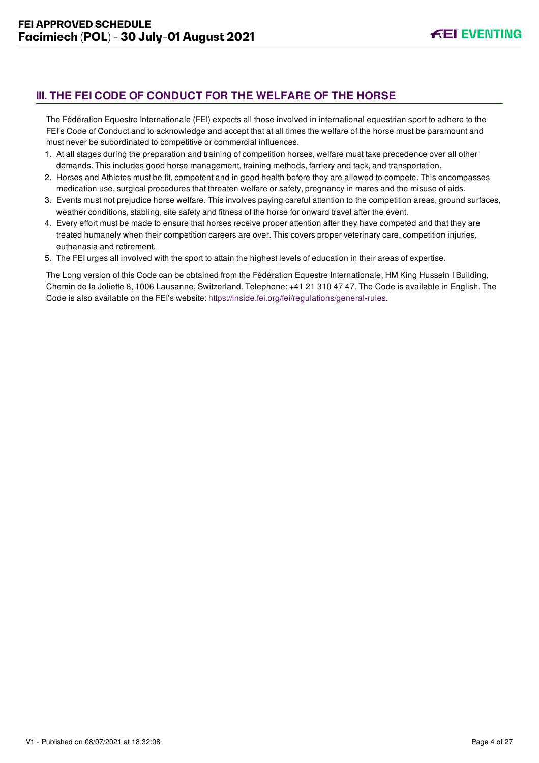## III. THE FEI CODE OF CONDUCT FOR THE WELFARE OF THE HORSE

The Fédération Equestre Internationale (FEI) expects all those involved in international equestrian sport to adhere to the FEI's Code of Conduct and to acknowledge and accept that at all times the welfare of the horse must be paramount and must never be subordinated to competitive or commercial influences.

1. At all stages during the preparation and training of competition horses, welfare must take precedence over all other demands. This includes good horse management, training methods, farriery and tack, and transportation.
2. Horses and Athletes must be fit, competent and in good health before they are allowed to compete. This encompasses medication use, surgical procedures that threaten welfare or safety, pregnancy in mares and the misuse of aids.
3. Events must not prejudice horse welfare. This involves paying careful attention to the competition areas, ground surfaces, weather conditions, stabling, site safety and fitness of the horse for onward travel after the event.
4. Every effort must be made to ensure that horses receive proper attention after they have competed and that they are treated humanely when their competition careers are over. This covers proper veterinary care, competition injuries, euthanasia and retirement.
5. The FEI urges all involved with the sport to attain the highest levels of education in their areas of expertise.

The Long version of this Code can be obtained from the Fédération Equestre Internationale, HM King Hussein I Building, Chemin de la Joliette 8, 1006 Lausanne, Switzerland. Telephone: +41 21 310 47 47. The Code is available in English. The Code is also available on the FEI's website: https://inside.fei.org/fei/regulations/general-rules.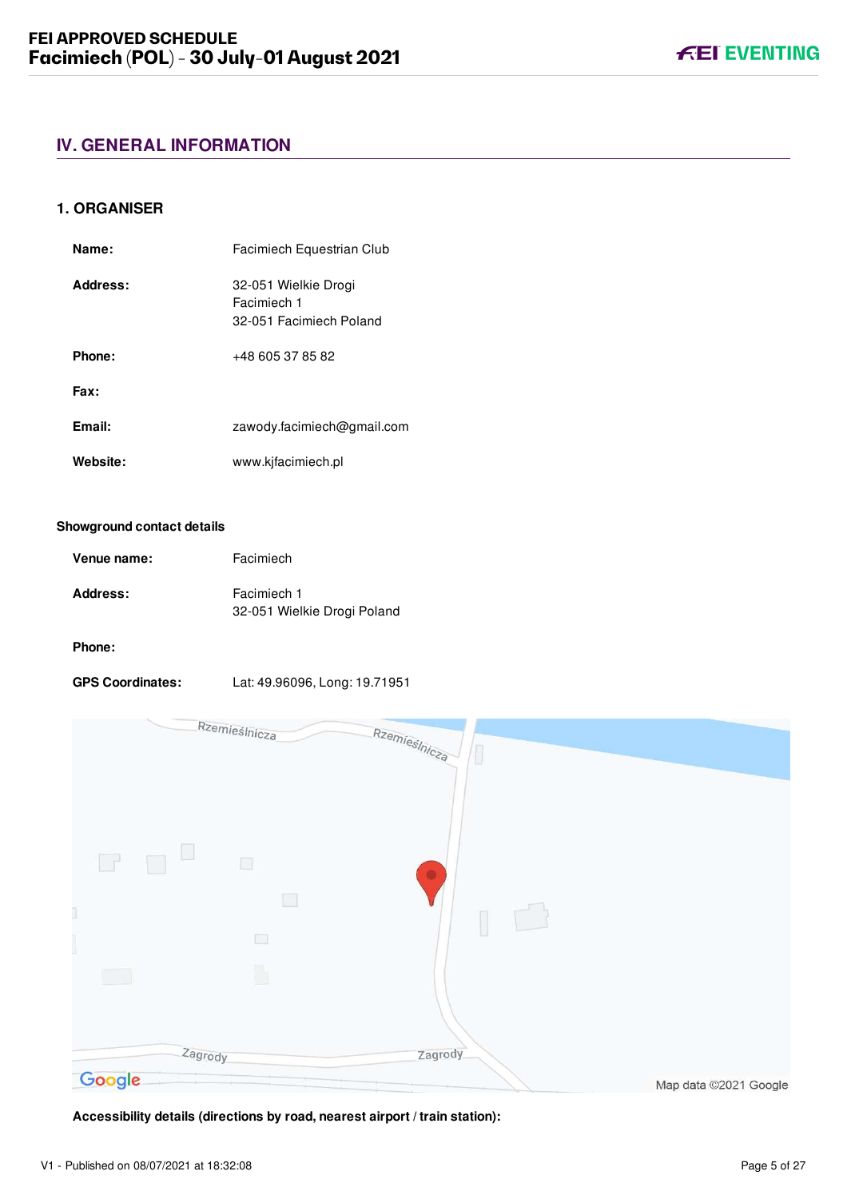## IV. GENERAL INFORMATION

### 1. ORGANISER

**Name:** Facimiech Equestrian Club

**Address:** 32-051 Wielkie Drogi
Facimiech 1
32-051 Facimiech Poland

**Phone:** +48 605 37 85 82

**Fax:**

**Email:** zawody.facimiech@gmail.com

**Website:** www.kjfacimiech.pl

**Showground contact details**

**Venue name:** Facimiech

**Address:** Facimiech 1
32-051 Wielkie Drogi Poland

**Phone:**

**GPS Coordinates:** Lat: 49.96096, Long: 19.71951

**Accessibility details (directions by road, nearest airport / train station):**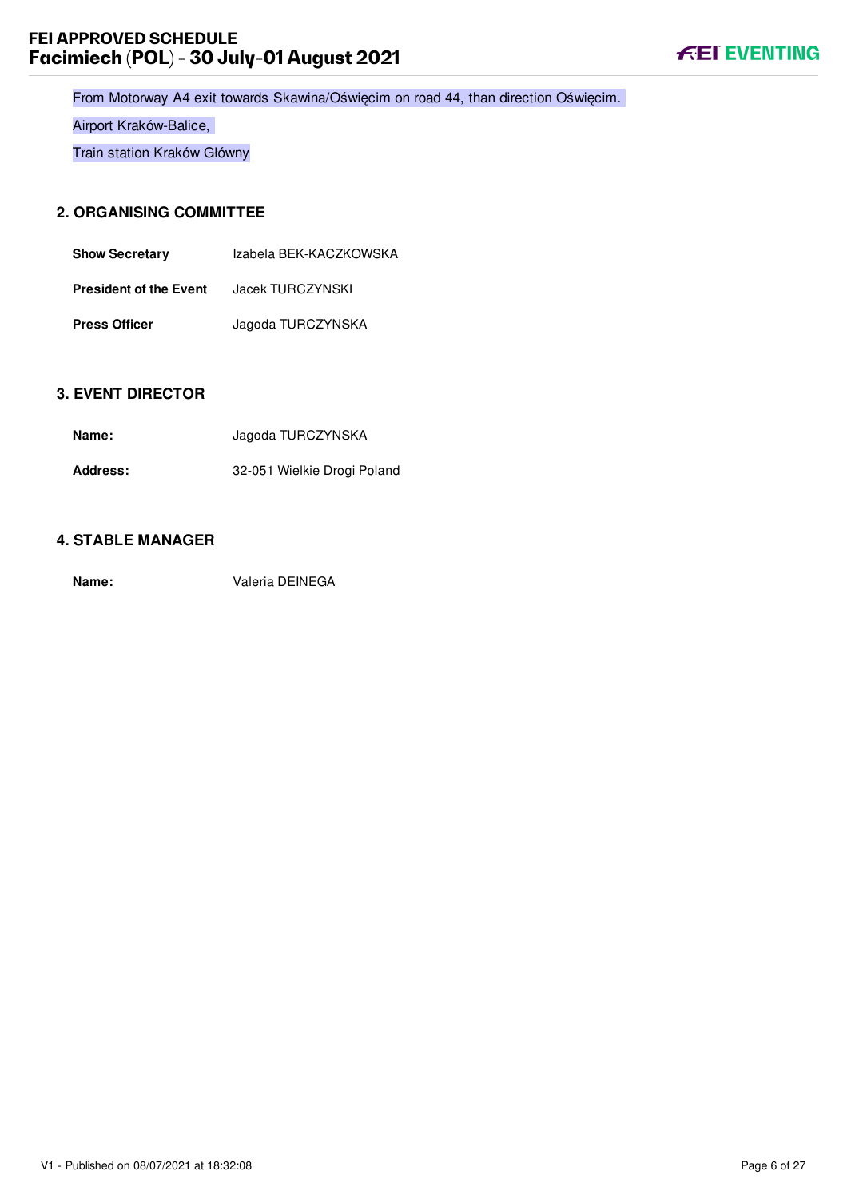From Motorway A4 exit towards Skawina/Oświęcim on road 44, than direction Oświęcim.

Airport Kraków-Balice,

Train station Kraków Główny

## 2. ORGANISING COMMITTEE

| | |
|---|---|
| **Show Secretary** | Izabela BEK-KACZKOWSKA |
| **President of the Event** | Jacek TURCZYNSKI |
| **Press Officer** | Jagoda TURCZYNSKA |

## 3. EVENT DIRECTOR

| | |
|---|---|
| **Name:** | Jagoda TURCZYNSKA |
| **Address:** | 32-051 Wielkie Drogi Poland |

## 4. STABLE MANAGER

| | |
|---|---|
| **Name:** | Valeria DEINEGA |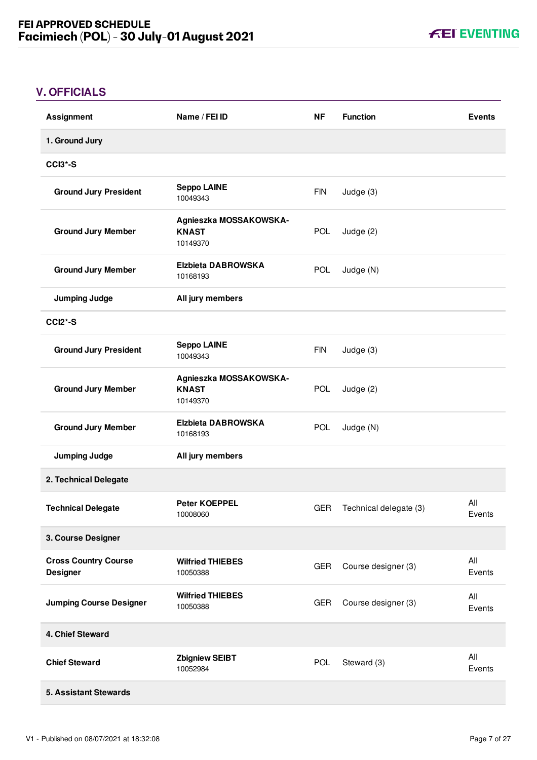## V. OFFICIALS

| Assignment | Name / FEI ID | NF | Function | Events |
|---|---|---|---|---|
| **1. Ground Jury** | | | | |
| **CCI3*-S** | | | | |
| **Ground Jury President** | **Seppo LAINE** 10049343 | FIN | Judge (3) | |
| **Ground Jury Member** | **Agnieszka MOSSAKOWSKA-KNAST** 10149370 | POL | Judge (2) | |
| **Ground Jury Member** | **Elzbieta DABROWSKA** 10168193 | POL | Judge (N) | |
| **Jumping Judge** | **All jury members** | | | |
| **CCI2*-S** | | | | |
| **Ground Jury President** | **Seppo LAINE** 10049343 | FIN | Judge (3) | |
| **Ground Jury Member** | **Agnieszka MOSSAKOWSKA-KNAST** 10149370 | POL | Judge (2) | |
| **Ground Jury Member** | **Elzbieta DABROWSKA** 10168193 | POL | Judge (N) | |
| **Jumping Judge** | **All jury members** | | | |
| **2. Technical Delegate** | | | | |
| **Technical Delegate** | **Peter KOEPPEL** 10008060 | GER | Technical delegate (3) | All Events |
| **3. Course Designer** | | | | |
| **Cross Country Course Designer** | **Wilfried THIEBES** 10050388 | GER | Course designer (3) | All Events |
| **Jumping Course Designer** | **Wilfried THIEBES** 10050388 | GER | Course designer (3) | All Events |
| **4. Chief Steward** | | | | |
| **Chief Steward** | **Zbigniew SEIBT** 10052984 | POL | Steward (3) | All Events |
| **5. Assistant Stewards** | | | | |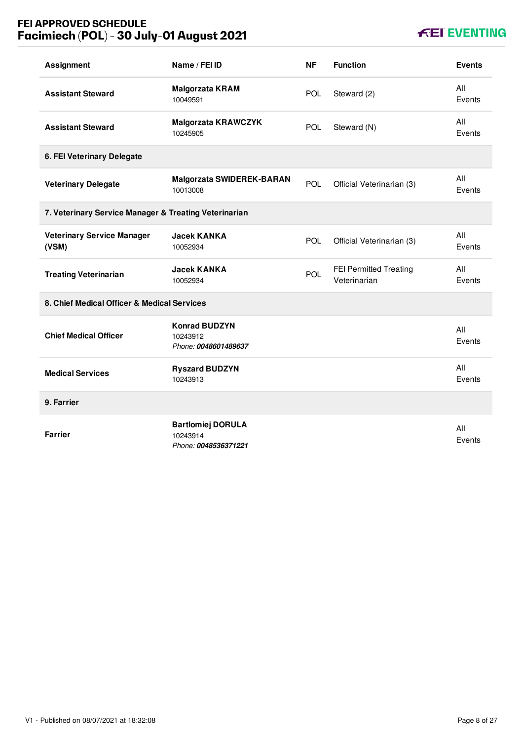| Assignment | Name / FEI ID | NF | Function | Events |
| --- | --- | --- | --- | --- |
| **Assistant Steward** | **Malgorzata KRAM**<br>10049591 | POL | Steward (2) | All Events |
| **Assistant Steward** | **Malgorzata KRAWCZYK**<br>10245905 | POL | Steward (N) | All Events |
| **6. FEI Veterinary Delegate** | | | | |
| **Veterinary Delegate** | **Malgorzata SWIDEREK-BARAN**<br>10013008 | POL | Official Veterinarian (3) | All Events |
| **7. Veterinary Service Manager & Treating Veterinarian** | | | | |
| **Veterinary Service Manager (VSM)** | **Jacek KANKA**<br>10052934 | POL | Official Veterinarian (3) | All Events |
| **Treating Veterinarian** | **Jacek KANKA**<br>10052934 | POL | FEI Permitted Treating Veterinarian | All Events |
| **8. Chief Medical Officer & Medical Services** | | | | |
| **Chief Medical Officer** | **Konrad BUDZYN**<br>10243912<br>*Phone: **0048601489637*** | | | All Events |
| **Medical Services** | **Ryszard BUDZYN**<br>10243913 | | | All Events |
| **9. Farrier** | | | | |
| **Farrier** | **Bartlomiej DORULA**<br>10243914<br>*Phone: **0048536371221*** | | | All Events |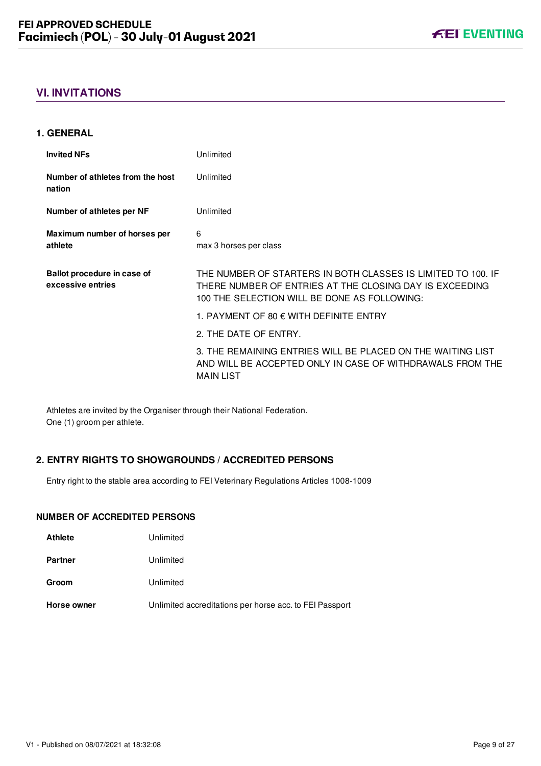## VI. INVITATIONS

### 1. GENERAL

| | |
|---|---|
| **Invited NFs** | Unlimited |
| **Number of athletes from the host nation** | Unlimited |
| **Number of athletes per NF** | Unlimited |
| **Maximum number of horses per athlete** | 6<br>max 3 horses per class |
| **Ballot procedure in case of excessive entries** | THE NUMBER OF STARTERS IN BOTH CLASSES IS LIMITED TO 100. IF THERE NUMBER OF ENTRIES AT THE CLOSING DAY IS EXCEEDING 100 THE SELECTION WILL BE DONE AS FOLLOWING:<br>1. PAYMENT OF 80 € WITH DEFINITE ENTRY<br>2. THE DATE OF ENTRY.<br>3. THE REMAINING ENTRIES WILL BE PLACED ON THE WAITING LIST AND WILL BE ACCEPTED ONLY IN CASE OF WITHDRAWALS FROM THE MAIN LIST |

Athletes are invited by the Organiser through their National Federation.
One (1) groom per athlete.

### 2. ENTRY RIGHTS TO SHOWGROUNDS / ACCREDITED PERSONS

Entry right to the stable area according to FEI Veterinary Regulations Articles 1008-1009

#### NUMBER OF ACCREDITED PERSONS

| | |
|---|---|
| **Athlete** | Unlimited |
| **Partner** | Unlimited |
| **Groom** | Unlimited |
| **Horse owner** | Unlimited accreditations per horse acc. to FEI Passport |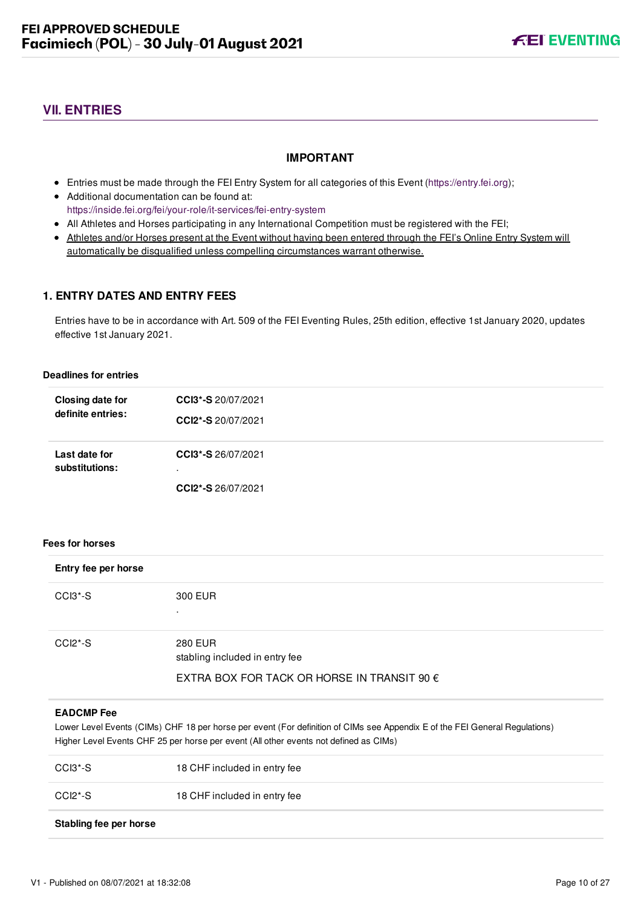## VII. ENTRIES

**IMPORTANT**

- Entries must be made through the FEI Entry System for all categories of this Event (https://entry.fei.org);
- Additional documentation can be found at: https://inside.fei.org/fei/your-role/it-services/fei-entry-system
- All Athletes and Horses participating in any International Competition must be registered with the FEI;
- Athletes and/or Horses present at the Event without having been entered through the FEI's Online Entry System will automatically be disqualified unless compelling circumstances warrant otherwise.

### 1. ENTRY DATES AND ENTRY FEES

Entries have to be in accordance with Art. 509 of the FEI Eventing Rules, 25th edition, effective 1st January 2020, updates effective 1st January 2021.

**Deadlines for entries**

| | |
|---|---|
| **Closing date for definite entries:** | **CCI3\*-S** 20/07/2021<br>**CCI2\*-S** 20/07/2021 |
| **Last date for substitutions:** | **CCI3\*-S** 26/07/2021<br>.<br>**CCI2\*-S** 26/07/2021 |

**Fees for horses**

| **Entry fee per horse** | |
|---|---|
| CCI3\*-S | 300 EUR<br>. |
| CCI2\*-S | 280 EUR<br>stabling included in entry fee<br>EXTRA BOX FOR TACK OR HORSE IN TRANSIT 90 € |

**EADCMP Fee**

Lower Level Events (CIMs) CHF 18 per horse per event (For definition of CIMs see Appendix E of the FEI General Regulations)
Higher Level Events CHF 25 per horse per event (All other events not defined as CIMs)

| | |
|---|---|
| CCI3\*-S | 18 CHF included in entry fee |
| CCI2\*-S | 18 CHF included in entry fee |

**Stabling fee per horse**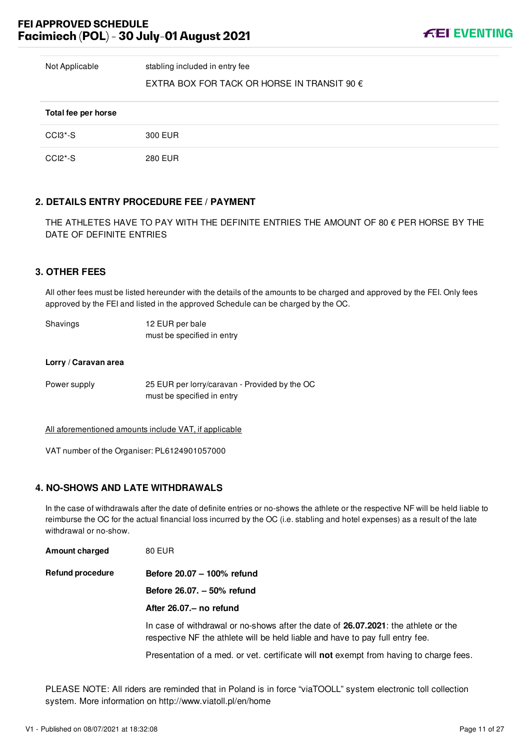| | |
|---|---|
| Not Applicable | stabling included in entry fee<br><br>EXTRA BOX FOR TACK OR HORSE IN TRANSIT 90 € |

| **Total fee per horse** | |
|---|---|
| CCI3*-S | 300 EUR |
| CCI2*-S | 280 EUR |

## 2. DETAILS ENTRY PROCEDURE FEE / PAYMENT

THE ATHLETES HAVE TO PAY WITH THE DEFINITE ENTRIES THE AMOUNT OF 80 € PER HORSE BY THE DATE OF DEFINITE ENTRIES

## 3. OTHER FEES

All other fees must be listed hereunder with the details of the amounts to be charged and approved by the FEI. Only fees approved by the FEI and listed in the approved Schedule can be charged by the OC.

| | |
|---|---|
| Shavings | 12 EUR per bale<br>must be specified in entry |

**Lorry / Caravan area**

| | |
|---|---|
| Power supply | 25 EUR per lorry/caravan - Provided by the OC<br>must be specified in entry |

<u>All aforementioned amounts include VAT, if applicable</u>

VAT number of the Organiser: PL6124901057000

## 4. NO-SHOWS AND LATE WITHDRAWALS

In the case of withdrawals after the date of definite entries or no-shows the athlete or the respective NF will be held liable to reimburse the OC for the actual financial loss incurred by the OC (i.e. stabling and hotel expenses) as a result of the late withdrawal or no-show.

**Amount charged** 80 EUR

**Refund procedure**

**Before 20.07 – 100% refund**

**Before 26.07. – 50% refund**

**After 26.07.– no refund**

In case of withdrawal or no-shows after the date of **26.07.2021**: the athlete or the respective NF the athlete will be held liable and have to pay full entry fee.

Presentation of a med. or vet. certificate will **not** exempt from having to charge fees.

PLEASE NOTE: All riders are reminded that in Poland is in force “viaTOOLL” system electronic toll collection system. More information on http://www.viatoll.pl/en/home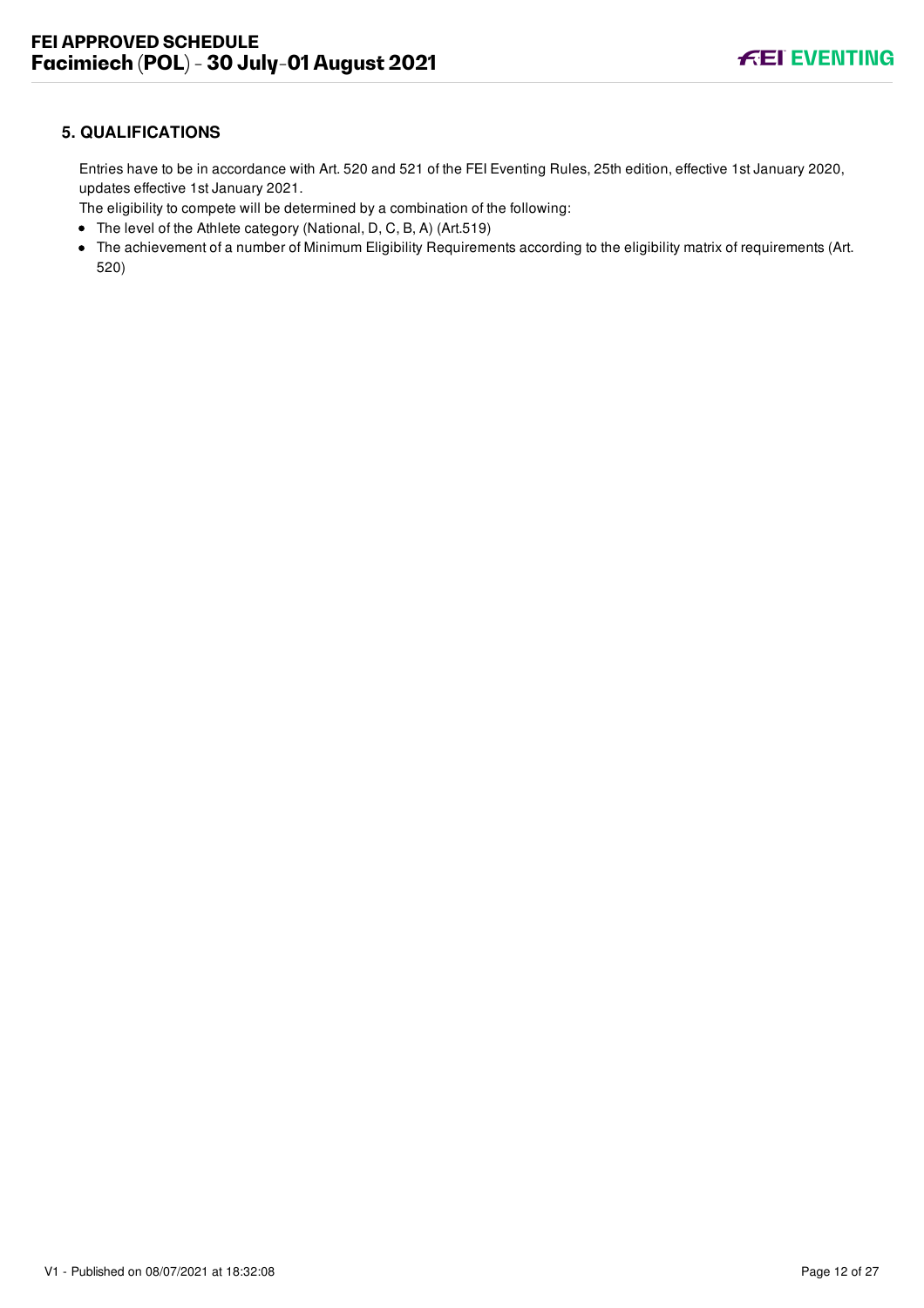## 5. QUALIFICATIONS

Entries have to be in accordance with Art. 520 and 521 of the FEI Eventing Rules, 25th edition, effective 1st January 2020, updates effective 1st January 2021.

The eligibility to compete will be determined by a combination of the following:

- The level of the Athlete category (National, D, C, B, A) (Art.519)
- The achievement of a number of Minimum Eligibility Requirements according to the eligibility matrix of requirements (Art. 520)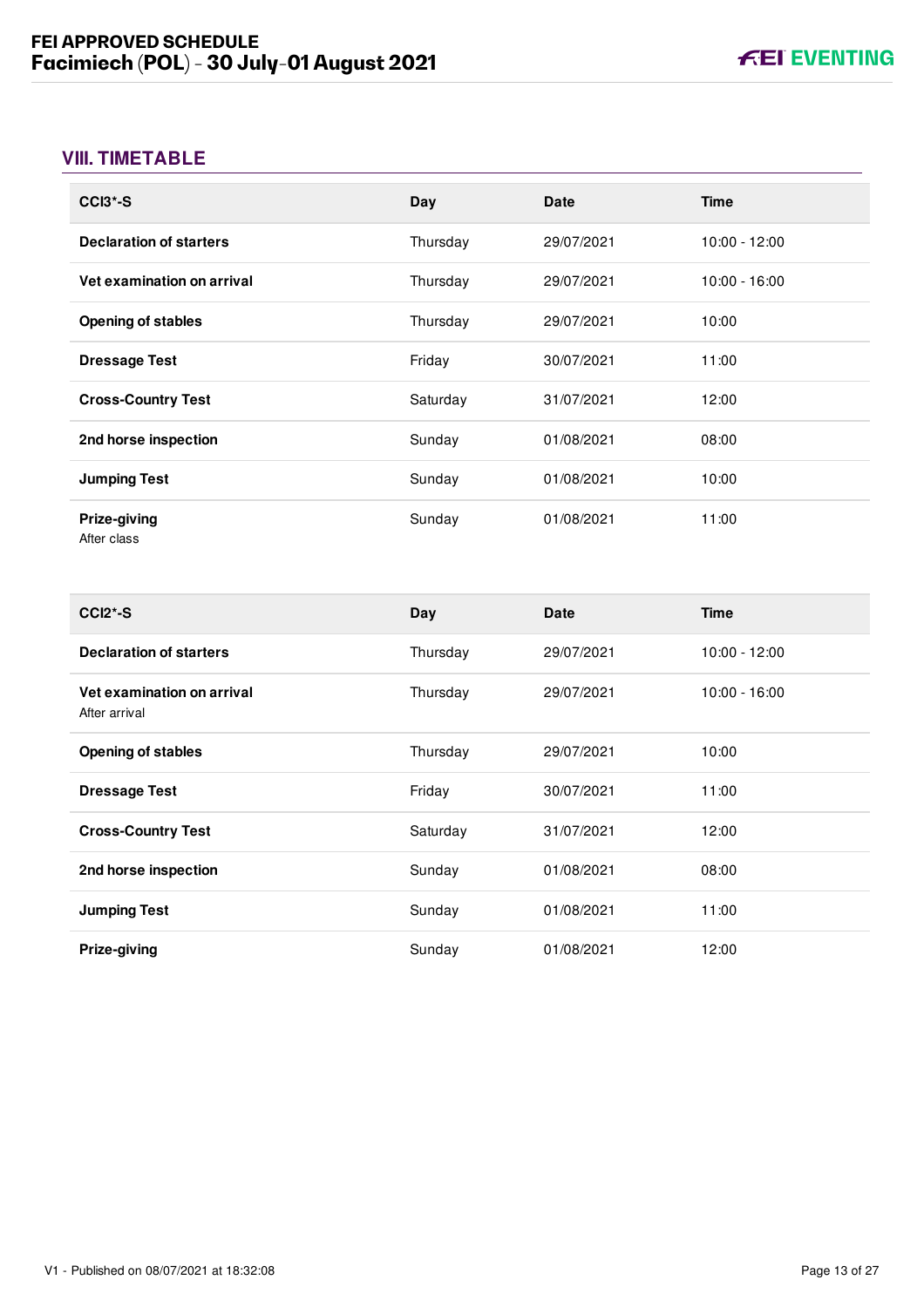## VIII. TIMETABLE

| CCI3*-S | Day | Date | Time |
|---|---|---|---|
| **Declaration of starters** | Thursday | 29/07/2021 | 10:00 - 12:00 |
| **Vet examination on arrival** | Thursday | 29/07/2021 | 10:00 - 16:00 |
| **Opening of stables** | Thursday | 29/07/2021 | 10:00 |
| **Dressage Test** | Friday | 30/07/2021 | 11:00 |
| **Cross-Country Test** | Saturday | 31/07/2021 | 12:00 |
| **2nd horse inspection** | Sunday | 01/08/2021 | 08:00 |
| **Jumping Test** | Sunday | 01/08/2021 | 10:00 |
| **Prize-giving** After class | Sunday | 01/08/2021 | 11:00 |

| CCI2*-S | Day | Date | Time |
|---|---|---|---|
| **Declaration of starters** | Thursday | 29/07/2021 | 10:00 - 12:00 |
| **Vet examination on arrival** After arrival | Thursday | 29/07/2021 | 10:00 - 16:00 |
| **Opening of stables** | Thursday | 29/07/2021 | 10:00 |
| **Dressage Test** | Friday | 30/07/2021 | 11:00 |
| **Cross-Country Test** | Saturday | 31/07/2021 | 12:00 |
| **2nd horse inspection** | Sunday | 01/08/2021 | 08:00 |
| **Jumping Test** | Sunday | 01/08/2021 | 11:00 |
| **Prize-giving** | Sunday | 01/08/2021 | 12:00 |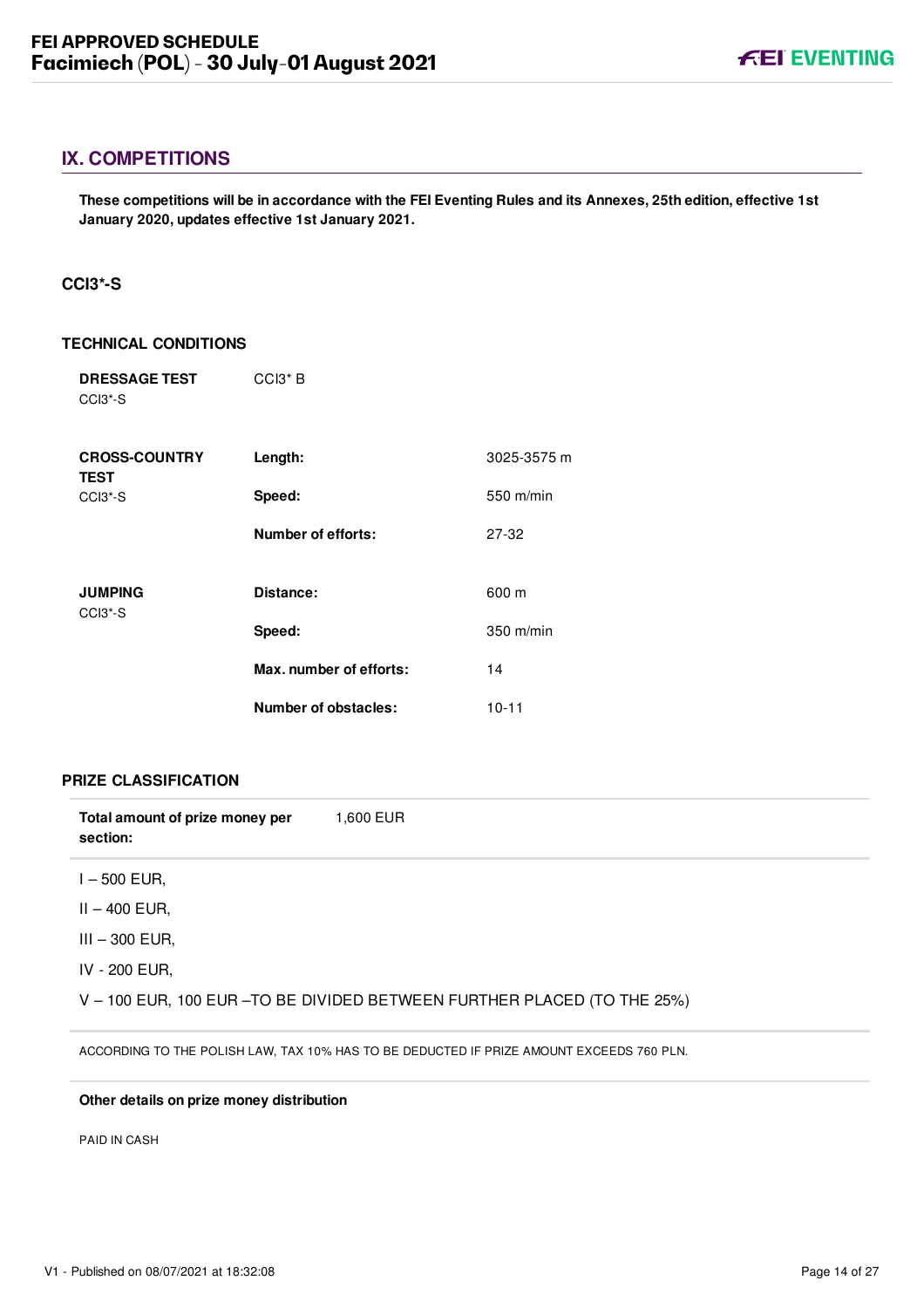## IX. COMPETITIONS

**These competitions will be in accordance with the FEI Eventing Rules and its Annexes, 25th edition, effective 1st January 2020, updates effective 1st January 2021.**

### CCI3*-S

#### TECHNICAL CONDITIONS

| | | |
|---|---|---|
| **DRESSAGE TEST** CCI3*-S | CCI3* B | |
| **CROSS-COUNTRY TEST** CCI3*-S | **Length:** | 3025-3575 m |
| | **Speed:** | 550 m/min |
| | **Number of efforts:** | 27-32 |
| **JUMPING** CCI3*-S | **Distance:** | 600 m |
| | **Speed:** | 350 m/min |
| | **Max. number of efforts:** | 14 |
| | **Number of obstacles:** | 10-11 |

#### PRIZE CLASSIFICATION

**Total amount of prize money per section:** 1,600 EUR

I – 500 EUR,

II – 400 EUR,

III – 300 EUR,

IV - 200 EUR,

V – 100 EUR, 100 EUR –TO BE DIVIDED BETWEEN FURTHER PLACED (TO THE 25%)

ACCORDING TO THE POLISH LAW, TAX 10% HAS TO BE DEDUCTED IF PRIZE AMOUNT EXCEEDS 760 PLN.

**Other details on prize money distribution**

PAID IN CASH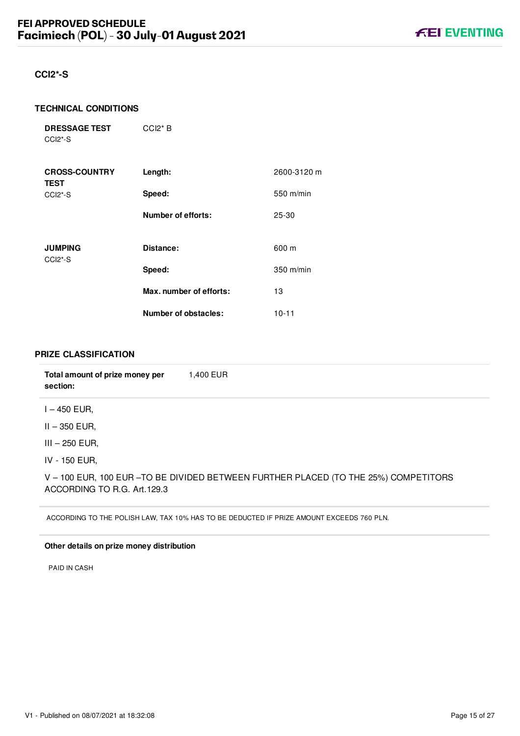## CCI2*-S

### TECHNICAL CONDITIONS

| | | |
|---|---|---|
| **DRESSAGE TEST** CCI2*-S | CCI2* B | |
| **CROSS-COUNTRY TEST** CCI2*-S | **Length:** | 2600-3120 m |
| | **Speed:** | 550 m/min |
| | **Number of efforts:** | 25-30 |
| **JUMPING** CCI2*-S | **Distance:** | 600 m |
| | **Speed:** | 350 m/min |
| | **Max. number of efforts:** | 13 |
| | **Number of obstacles:** | 10-11 |

### PRIZE CLASSIFICATION

**Total amount of prize money per section:** 1,400 EUR

I – 450 EUR,

II – 350 EUR,

III – 250 EUR,

IV - 150 EUR,

V – 100 EUR, 100 EUR –TO BE DIVIDED BETWEEN FURTHER PLACED (TO THE 25%) COMPETITORS ACCORDING TO R.G. Art.129.3

ACCORDING TO THE POLISH LAW, TAX 10% HAS TO BE DEDUCTED IF PRIZE AMOUNT EXCEEDS 760 PLN.

**Other details on prize money distribution**

PAID IN CASH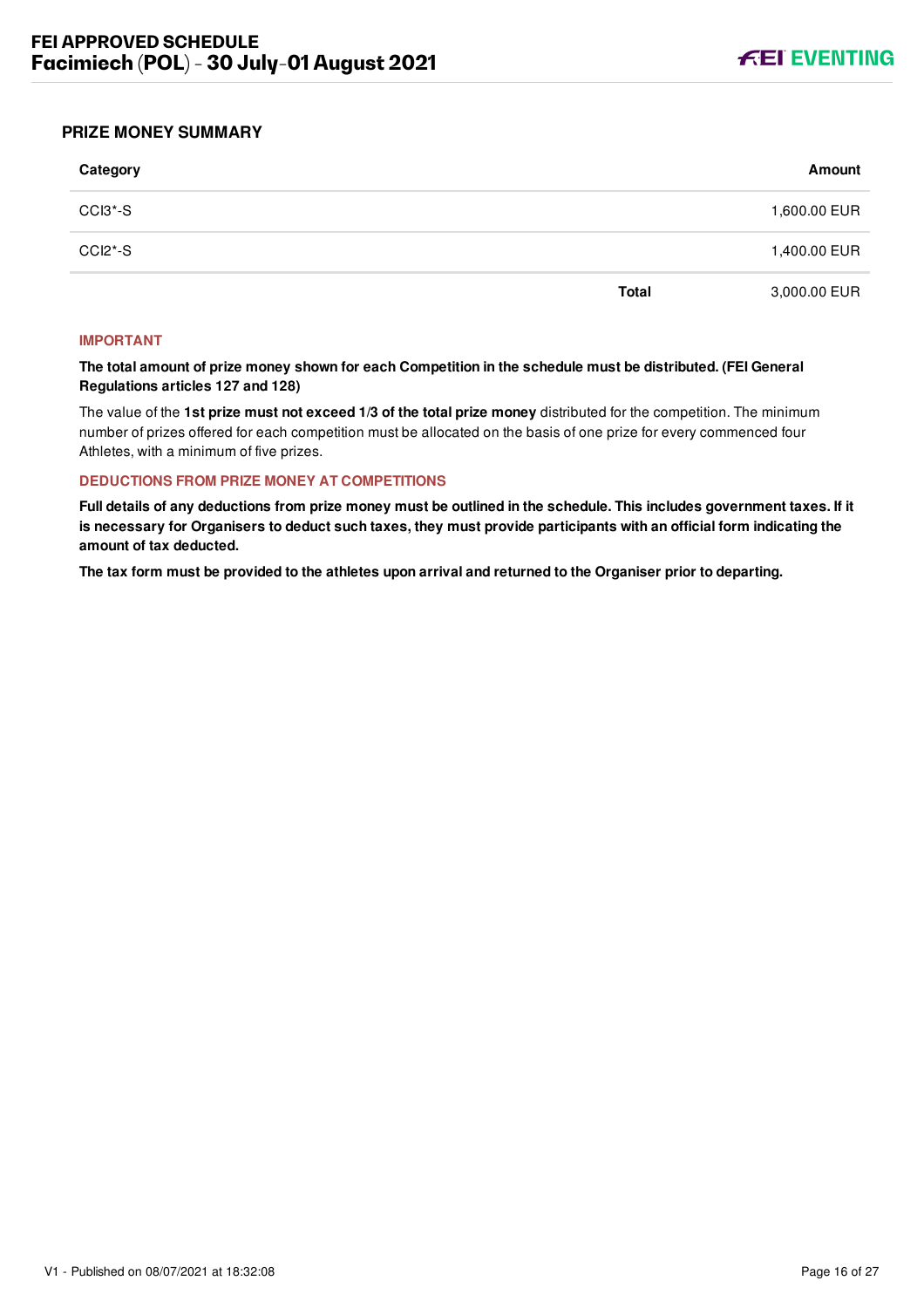## PRIZE MONEY SUMMARY

| Category | | Amount |
|---|---|---|
| CCI3*-S | | 1,600.00 EUR |
| CCI2*-S | | 1,400.00 EUR |
| | **Total** | 3,000.00 EUR |

### IMPORTANT

**The total amount of prize money shown for each Competition in the schedule must be distributed. (FEI General Regulations articles 127 and 128)**

The value of the **1st prize must not exceed 1/3 of the total prize money** distributed for the competition. The minimum number of prizes offered for each competition must be allocated on the basis of one prize for every commenced four Athletes, with a minimum of five prizes.

### DEDUCTIONS FROM PRIZE MONEY AT COMPETITIONS

**Full details of any deductions from prize money must be outlined in the schedule. This includes government taxes. If it is necessary for Organisers to deduct such taxes, they must provide participants with an official form indicating the amount of tax deducted.**

**The tax form must be provided to the athletes upon arrival and returned to the Organiser prior to departing.**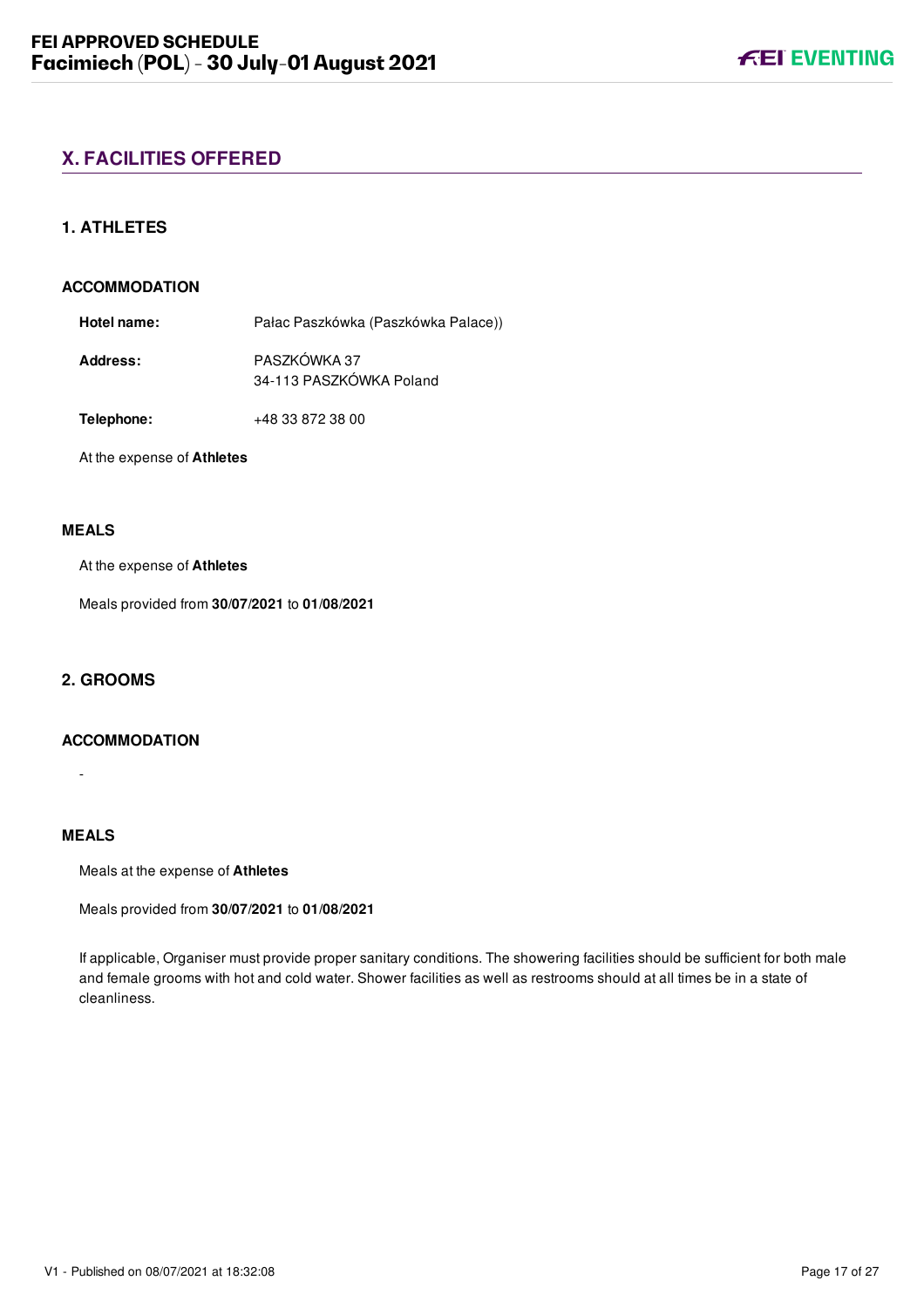## X. FACILITIES OFFERED

### 1. ATHLETES

#### ACCOMMODATION

**Hotel name:** Pałac Paszkówka (Paszkówka Palace))

**Address:** PASZKÓWKA 37
34-113 PASZKÓWKA Poland

**Telephone:** +48 33 872 38 00

At the expense of **Athletes**

#### MEALS

At the expense of **Athletes**

Meals provided from **30/07/2021** to **01/08/2021**

### 2. GROOMS

#### ACCOMMODATION

-

#### MEALS

Meals at the expense of **Athletes**

Meals provided from **30/07/2021** to **01/08/2021**

If applicable, Organiser must provide proper sanitary conditions. The showering facilities should be sufficient for both male and female grooms with hot and cold water. Shower facilities as well as restrooms should at all times be in a state of cleanliness.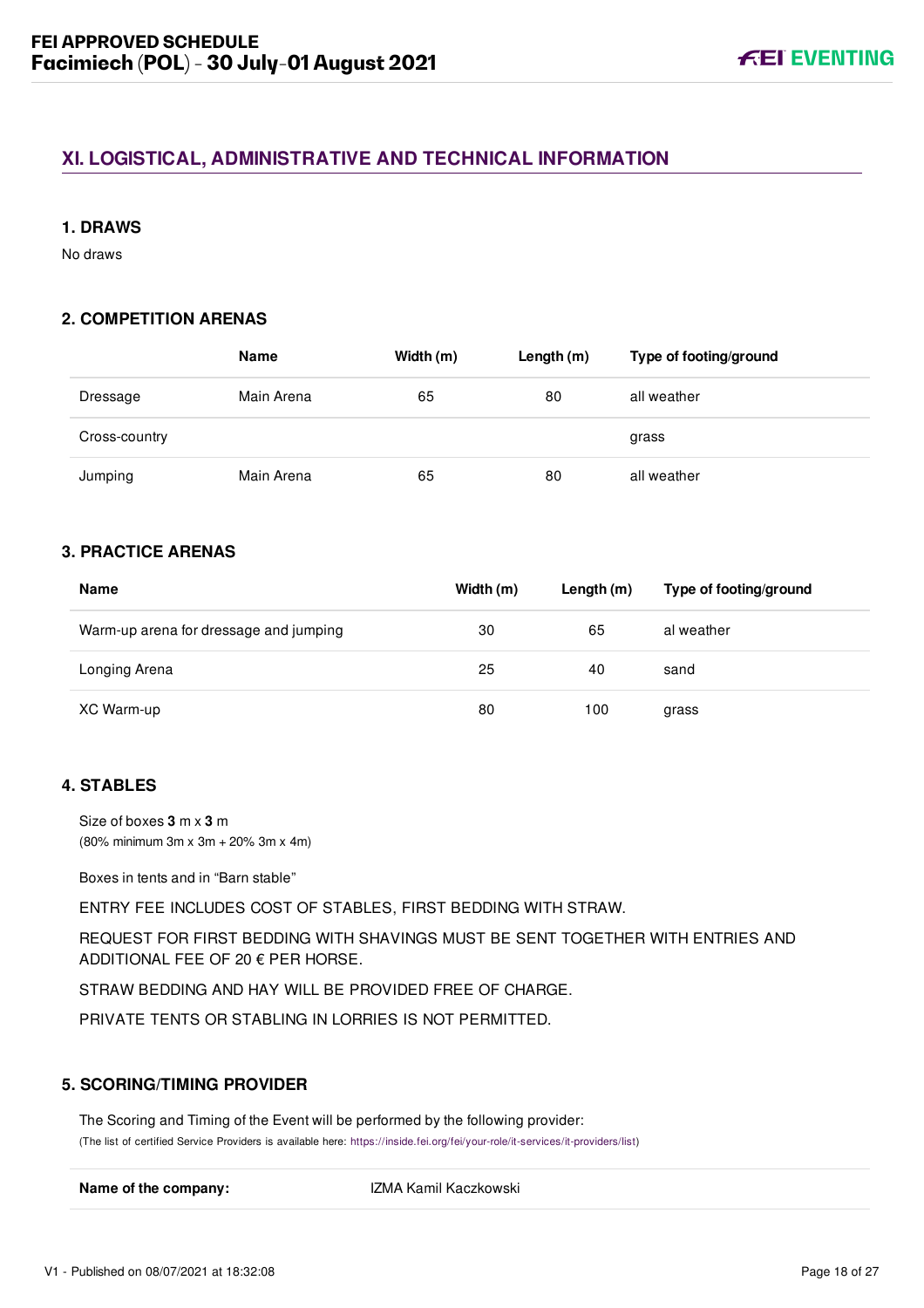## XI. LOGISTICAL, ADMINISTRATIVE AND TECHNICAL INFORMATION

### 1. DRAWS

No draws

### 2. COMPETITION ARENAS

| | Name | Width (m) | Length (m) | Type of footing/ground |
|---|---|---|---|---|
| Dressage | Main Arena | 65 | 80 | all weather |
| Cross-country | | | | grass |
| Jumping | Main Arena | 65 | 80 | all weather |

### 3. PRACTICE ARENAS

| Name | Width (m) | Length (m) | Type of footing/ground |
|---|---|---|---|
| Warm-up arena for dressage and jumping | 30 | 65 | al weather |
| Longing Arena | 25 | 40 | sand |
| XC Warm-up | 80 | 100 | grass |

### 4. STABLES

Size of boxes **3** m x **3** m
(80% minimum 3m x 3m + 20% 3m x 4m)

Boxes in tents and in "Barn stable"

ENTRY FEE INCLUDES COST OF STABLES, FIRST BEDDING WITH STRAW.

REQUEST FOR FIRST BEDDING WITH SHAVINGS MUST BE SENT TOGETHER WITH ENTRIES AND ADDITIONAL FEE OF 20 € PER HORSE.

STRAW BEDDING AND HAY WILL BE PROVIDED FREE OF CHARGE.

PRIVATE TENTS OR STABLING IN LORRIES IS NOT PERMITTED.

### 5. SCORING/TIMING PROVIDER

The Scoring and Timing of the Event will be performed by the following provider:
(The list of certified Service Providers is available here: https://inside.fei.org/fei/your-role/it-services/it-providers/list)

| **Name of the company:** | IZMA Kamil Kaczkowski |
|---|---|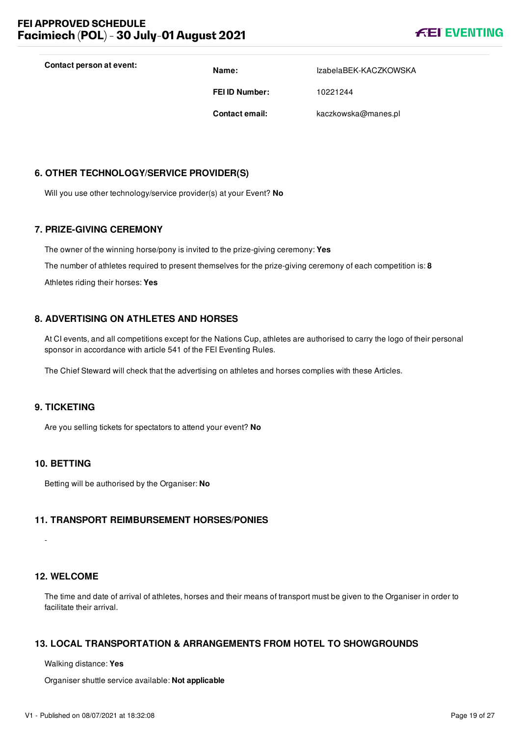**Contact person at event:**

| | |
|---|---|
| **Name:** | IzabelaBEK-KACZKOWSKA |
| **FEI ID Number:** | 10221244 |
| **Contact email:** | kaczkowska@manes.pl |

## 6. OTHER TECHNOLOGY/SERVICE PROVIDER(S)

Will you use other technology/service provider(s) at your Event? **No**

## 7. PRIZE-GIVING CEREMONY

The owner of the winning horse/pony is invited to the prize-giving ceremony: **Yes**

The number of athletes required to present themselves for the prize-giving ceremony of each competition is: **8**

Athletes riding their horses: **Yes**

## 8. ADVERTISING ON ATHLETES AND HORSES

At CI events, and all competitions except for the Nations Cup, athletes are authorised to carry the logo of their personal sponsor in accordance with article 541 of the FEI Eventing Rules.

The Chief Steward will check that the advertising on athletes and horses complies with these Articles.

## 9. TICKETING

Are you selling tickets for spectators to attend your event? **No**

## 10. BETTING

Betting will be authorised by the Organiser: **No**

## 11. TRANSPORT REIMBURSEMENT HORSES/PONIES

-

## 12. WELCOME

The time and date of arrival of athletes, horses and their means of transport must be given to the Organiser in order to facilitate their arrival.

## 13. LOCAL TRANSPORTATION & ARRANGEMENTS FROM HOTEL TO SHOWGROUNDS

Walking distance: **Yes**

Organiser shuttle service available: **Not applicable**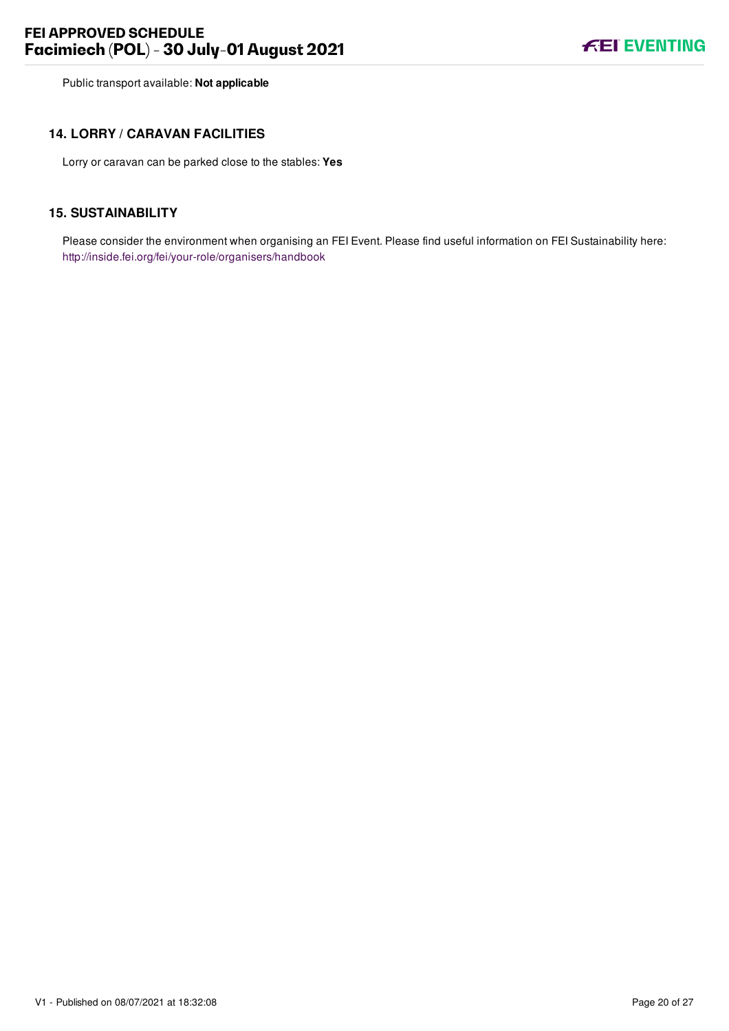Public transport available: **Not applicable**

## 14. LORRY / CARAVAN FACILITIES

Lorry or caravan can be parked close to the stables: **Yes**

## 15. SUSTAINABILITY

Please consider the environment when organising an FEI Event. Please find useful information on FEI Sustainability here: http://inside.fei.org/fei/your-role/organisers/handbook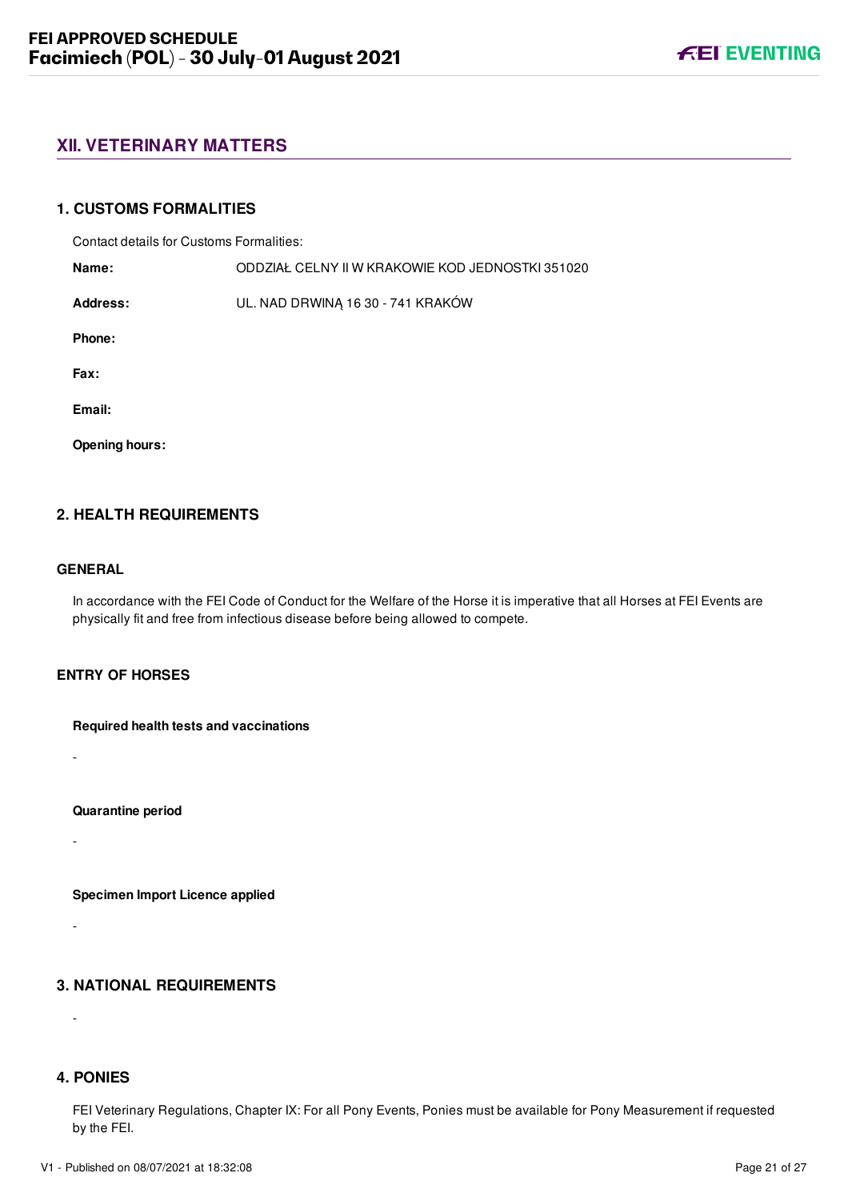## XII. VETERINARY MATTERS

### 1. CUSTOMS FORMALITIES

Contact details for Customs Formalities:

**Name:** ODDZIAŁ CELNY II W KRAKOWIE KOD JEDNOSTKI 351020

**Address:** UL. NAD DRWINĄ 16 30 - 741 KRAKÓW

**Phone:**

**Fax:**

**Email:**

**Opening hours:**

### 2. HEALTH REQUIREMENTS

#### GENERAL

In accordance with the FEI Code of Conduct for the Welfare of the Horse it is imperative that all Horses at FEI Events are physically fit and free from infectious disease before being allowed to compete.

#### ENTRY OF HORSES

**Required health tests and vaccinations**

-

**Quarantine period**

-

**Specimen Import Licence applied**

-

### 3. NATIONAL REQUIREMENTS

-

### 4. PONIES

FEI Veterinary Regulations, Chapter IX: For all Pony Events, Ponies must be available for Pony Measurement if requested by the FEI.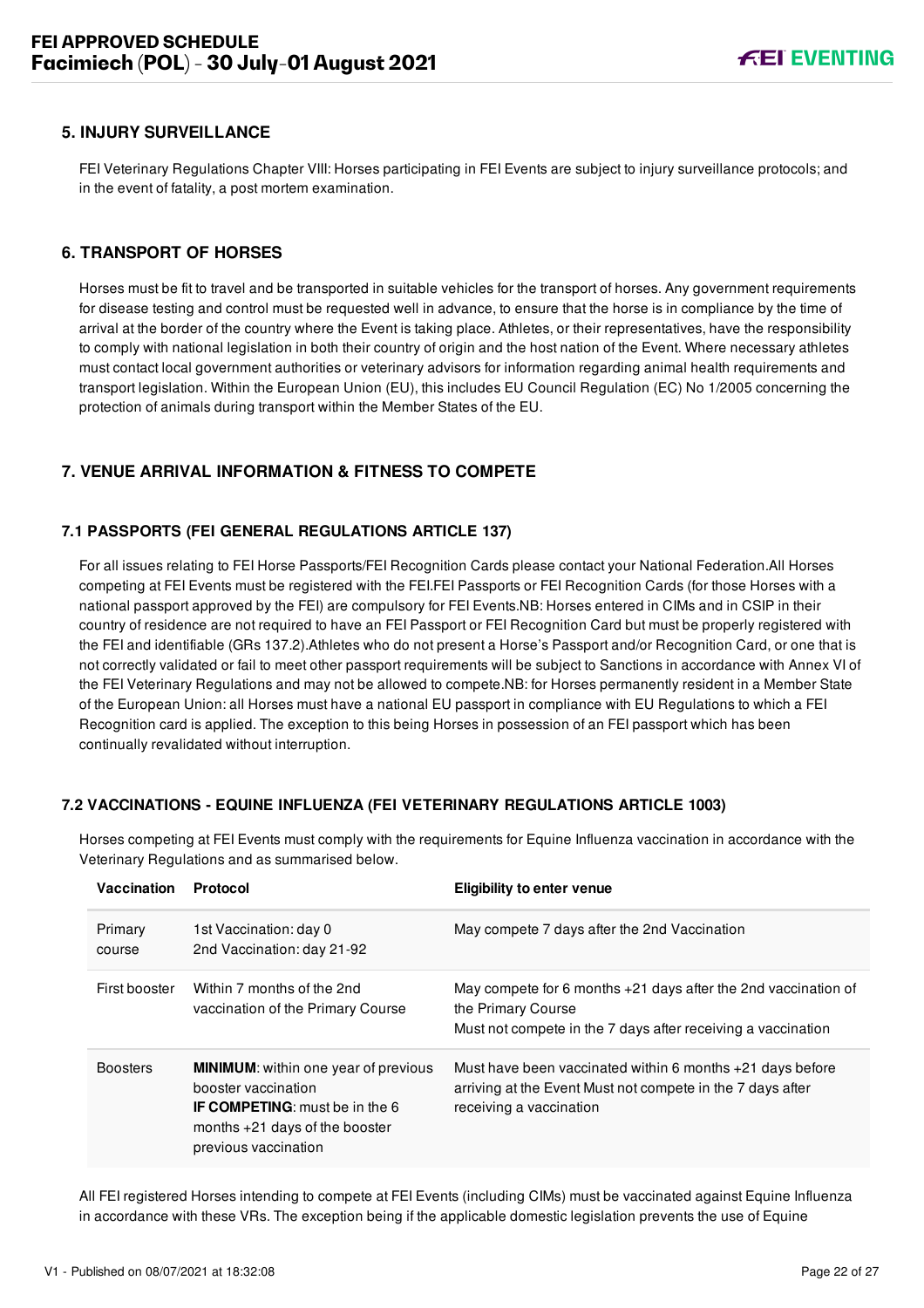## 5. INJURY SURVEILLANCE

FEI Veterinary Regulations Chapter VIII: Horses participating in FEI Events are subject to injury surveillance protocols; and in the event of fatality, a post mortem examination.

## 6. TRANSPORT OF HORSES

Horses must be fit to travel and be transported in suitable vehicles for the transport of horses. Any government requirements for disease testing and control must be requested well in advance, to ensure that the horse is in compliance by the time of arrival at the border of the country where the Event is taking place. Athletes, or their representatives, have the responsibility to comply with national legislation in both their country of origin and the host nation of the Event. Where necessary athletes must contact local government authorities or veterinary advisors for information regarding animal health requirements and transport legislation. Within the European Union (EU), this includes EU Council Regulation (EC) No 1/2005 concerning the protection of animals during transport within the Member States of the EU.

## 7. VENUE ARRIVAL INFORMATION & FITNESS TO COMPETE

### 7.1 PASSPORTS (FEI GENERAL REGULATIONS ARTICLE 137)

For all issues relating to FEI Horse Passports/FEI Recognition Cards please contact your National Federation.All Horses competing at FEI Events must be registered with the FEI.FEI Passports or FEI Recognition Cards (for those Horses with a national passport approved by the FEI) are compulsory for FEI Events.NB: Horses entered in CIMs and in CSIP in their country of residence are not required to have an FEI Passport or FEI Recognition Card but must be properly registered with the FEI and identifiable (GRs 137.2).Athletes who do not present a Horse's Passport and/or Recognition Card, or one that is not correctly validated or fail to meet other passport requirements will be subject to Sanctions in accordance with Annex VI of the FEI Veterinary Regulations and may not be allowed to compete.NB: for Horses permanently resident in a Member State of the European Union: all Horses must have a national EU passport in compliance with EU Regulations to which a FEI Recognition card is applied. The exception to this being Horses in possession of an FEI passport which has been continually revalidated without interruption.

### 7.2 VACCINATIONS - EQUINE INFLUENZA (FEI VETERINARY REGULATIONS ARTICLE 1003)

Horses competing at FEI Events must comply with the requirements for Equine Influenza vaccination in accordance with the Veterinary Regulations and as summarised below.

| Vaccination | Protocol | Eligibility to enter venue |
|---|---|---|
| Primary course | 1st Vaccination: day 0<br>2nd Vaccination: day 21-92 | May compete 7 days after the 2nd Vaccination |
| First booster | Within 7 months of the 2nd vaccination of the Primary Course | May compete for 6 months +21 days after the 2nd vaccination of the Primary Course<br>Must not compete in the 7 days after receiving a vaccination |
| Boosters | **MINIMUM**: within one year of previous booster vaccination<br>**IF COMPETING**: must be in the 6 months +21 days of the booster previous vaccination | Must have been vaccinated within 6 months +21 days before arriving at the Event Must not compete in the 7 days after receiving a vaccination |

All FEI registered Horses intending to compete at FEI Events (including CIMs) must be vaccinated against Equine Influenza in accordance with these VRs. The exception being if the applicable domestic legislation prevents the use of Equine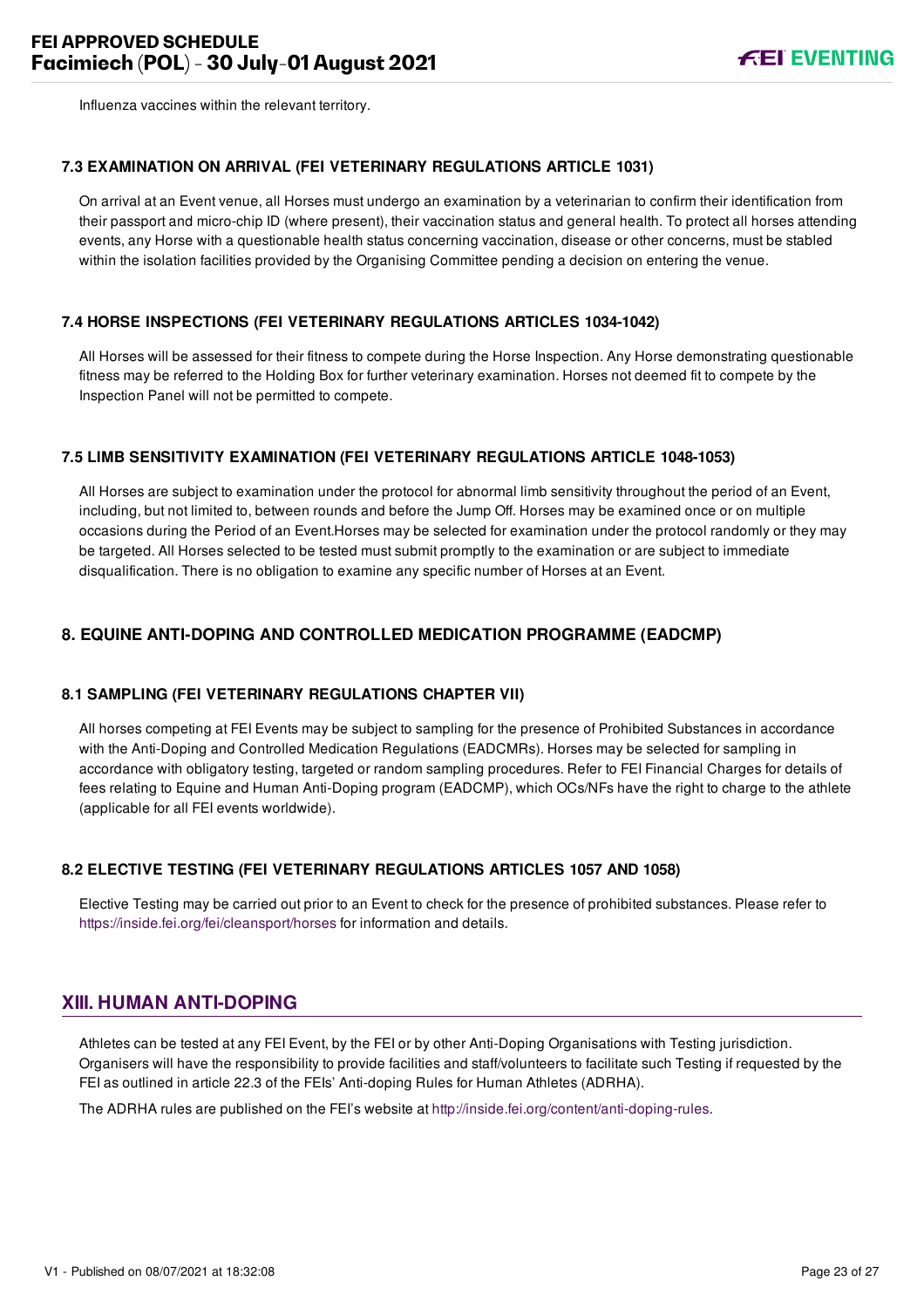Influenza vaccines within the relevant territory.

### 7.3 EXAMINATION ON ARRIVAL (FEI VETERINARY REGULATIONS ARTICLE 1031)

On arrival at an Event venue, all Horses must undergo an examination by a veterinarian to confirm their identification from their passport and micro-chip ID (where present), their vaccination status and general health. To protect all horses attending events, any Horse with a questionable health status concerning vaccination, disease or other concerns, must be stabled within the isolation facilities provided by the Organising Committee pending a decision on entering the venue.

### 7.4 HORSE INSPECTIONS (FEI VETERINARY REGULATIONS ARTICLES 1034-1042)

All Horses will be assessed for their fitness to compete during the Horse Inspection. Any Horse demonstrating questionable fitness may be referred to the Holding Box for further veterinary examination. Horses not deemed fit to compete by the Inspection Panel will not be permitted to compete.

### 7.5 LIMB SENSITIVITY EXAMINATION (FEI VETERINARY REGULATIONS ARTICLE 1048-1053)

All Horses are subject to examination under the protocol for abnormal limb sensitivity throughout the period of an Event, including, but not limited to, between rounds and before the Jump Off. Horses may be examined once or on multiple occasions during the Period of an Event.Horses may be selected for examination under the protocol randomly or they may be targeted. All Horses selected to be tested must submit promptly to the examination or are subject to immediate disqualification. There is no obligation to examine any specific number of Horses at an Event.

## 8. EQUINE ANTI-DOPING AND CONTROLLED MEDICATION PROGRAMME (EADCMP)

### 8.1 SAMPLING (FEI VETERINARY REGULATIONS CHAPTER VII)

All horses competing at FEI Events may be subject to sampling for the presence of Prohibited Substances in accordance with the Anti-Doping and Controlled Medication Regulations (EADCMRs). Horses may be selected for sampling in accordance with obligatory testing, targeted or random sampling procedures. Refer to FEI Financial Charges for details of fees relating to Equine and Human Anti-Doping program (EADCMP), which OCs/NFs have the right to charge to the athlete (applicable for all FEI events worldwide).

### 8.2 ELECTIVE TESTING (FEI VETERINARY REGULATIONS ARTICLES 1057 AND 1058)

Elective Testing may be carried out prior to an Event to check for the presence of prohibited substances. Please refer to https://inside.fei.org/fei/cleansport/horses for information and details.

## XIII. HUMAN ANTI-DOPING

Athletes can be tested at any FEI Event, by the FEI or by other Anti-Doping Organisations with Testing jurisdiction. Organisers will have the responsibility to provide facilities and staff/volunteers to facilitate such Testing if requested by the FEI as outlined in article 22.3 of the FEIs' Anti-doping Rules for Human Athletes (ADRHA).

The ADRHA rules are published on the FEI's website at http://inside.fei.org/content/anti-doping-rules.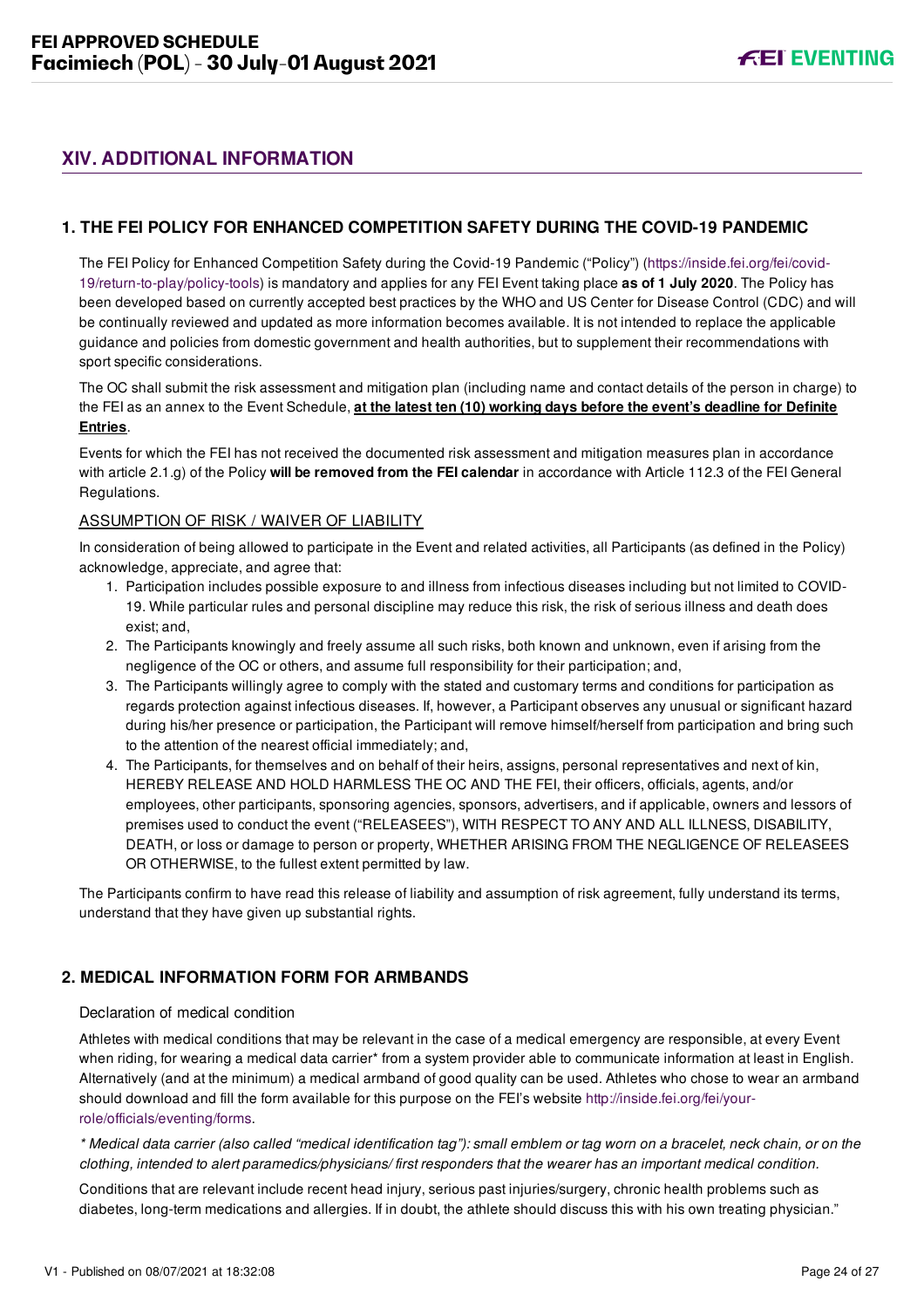## XIV. ADDITIONAL INFORMATION

### 1. THE FEI POLICY FOR ENHANCED COMPETITION SAFETY DURING THE COVID-19 PANDEMIC

The FEI Policy for Enhanced Competition Safety during the Covid-19 Pandemic ("Policy") (https://inside.fei.org/fei/covid-19/return-to-play/policy-tools) is mandatory and applies for any FEI Event taking place **as of 1 July 2020**. The Policy has been developed based on currently accepted best practices by the WHO and US Center for Disease Control (CDC) and will be continually reviewed and updated as more information becomes available. It is not intended to replace the applicable guidance and policies from domestic government and health authorities, but to supplement their recommendations with sport specific considerations.

The OC shall submit the risk assessment and mitigation plan (including name and contact details of the person in charge) to the FEI as an annex to the Event Schedule, **at the latest ten (10) working days before the event's deadline for Definite Entries**.

Events for which the FEI has not received the documented risk assessment and mitigation measures plan in accordance with article 2.1.g) of the Policy **will be removed from the FEI calendar** in accordance with Article 112.3 of the FEI General Regulations.

ASSUMPTION OF RISK / WAIVER OF LIABILITY

In consideration of being allowed to participate in the Event and related activities, all Participants (as defined in the Policy) acknowledge, appreciate, and agree that:

1. Participation includes possible exposure to and illness from infectious diseases including but not limited to COVID-19. While particular rules and personal discipline may reduce this risk, the risk of serious illness and death does exist; and,
2. The Participants knowingly and freely assume all such risks, both known and unknown, even if arising from the negligence of the OC or others, and assume full responsibility for their participation; and,
3. The Participants willingly agree to comply with the stated and customary terms and conditions for participation as regards protection against infectious diseases. If, however, a Participant observes any unusual or significant hazard during his/her presence or participation, the Participant will remove himself/herself from participation and bring such to the attention of the nearest official immediately; and,
4. The Participants, for themselves and on behalf of their heirs, assigns, personal representatives and next of kin, HEREBY RELEASE AND HOLD HARMLESS THE OC AND THE FEI, their officers, officials, agents, and/or employees, other participants, sponsoring agencies, sponsors, advertisers, and if applicable, owners and lessors of premises used to conduct the event ("RELEASEES"), WITH RESPECT TO ANY AND ALL ILLNESS, DISABILITY, DEATH, or loss or damage to person or property, WHETHER ARISING FROM THE NEGLIGENCE OF RELEASEES OR OTHERWISE, to the fullest extent permitted by law.

The Participants confirm to have read this release of liability and assumption of risk agreement, fully understand its terms, understand that they have given up substantial rights.

### 2. MEDICAL INFORMATION FORM FOR ARMBANDS

Declaration of medical condition

Athletes with medical conditions that may be relevant in the case of a medical emergency are responsible, at every Event when riding, for wearing a medical data carrier* from a system provider able to communicate information at least in English. Alternatively (and at the minimum) a medical armband of good quality can be used. Athletes who chose to wear an armband should download and fill the form available for this purpose on the FEI's website http://inside.fei.org/fei/your-role/officials/eventing/forms.

*\* Medical data carrier (also called "medical identification tag"): small emblem or tag worn on a bracelet, neck chain, or on the clothing, intended to alert paramedics/physicians/ first responders that the wearer has an important medical condition.*

Conditions that are relevant include recent head injury, serious past injuries/surgery, chronic health problems such as diabetes, long-term medications and allergies. If in doubt, the athlete should discuss this with his own treating physician."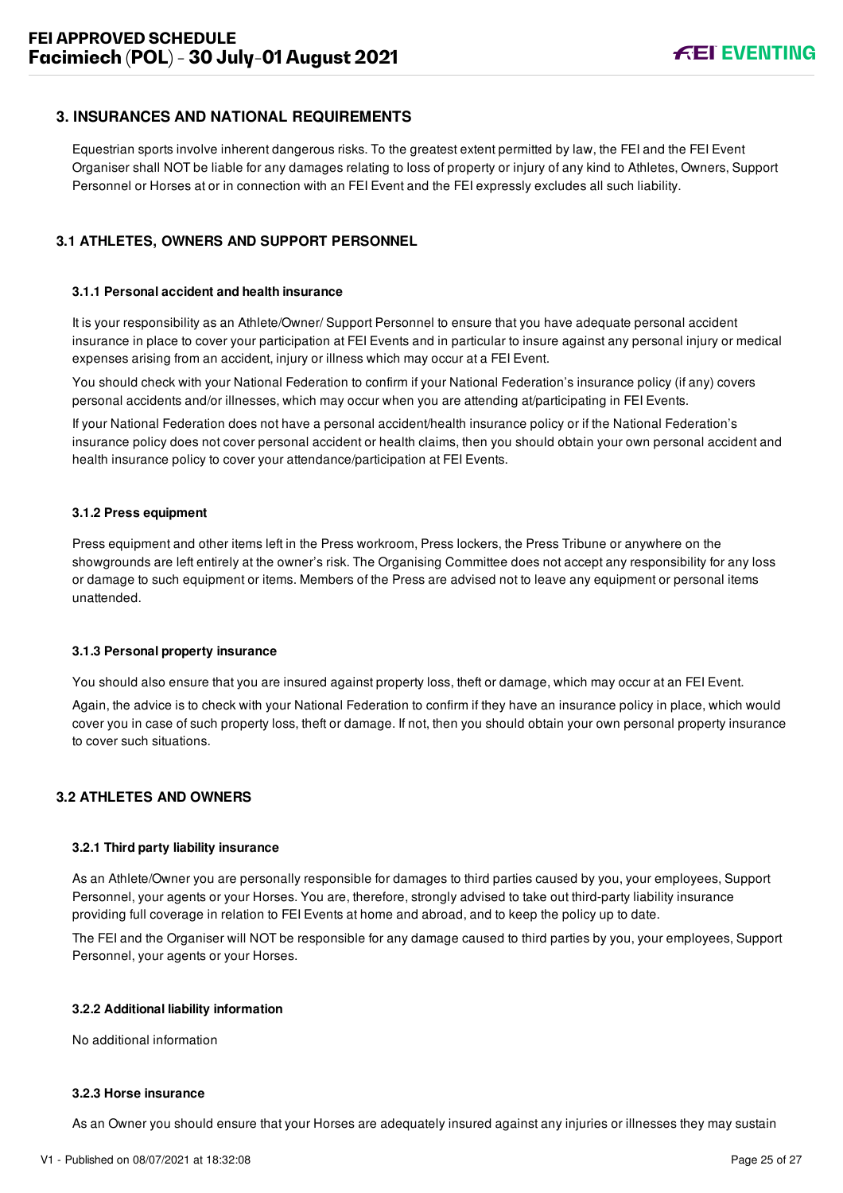## 3. INSURANCES AND NATIONAL REQUIREMENTS

Equestrian sports involve inherent dangerous risks. To the greatest extent permitted by law, the FEI and the FEI Event Organiser shall NOT be liable for any damages relating to loss of property or injury of any kind to Athletes, Owners, Support Personnel or Horses at or in connection with an FEI Event and the FEI expressly excludes all such liability.

### 3.1 ATHLETES, OWNERS AND SUPPORT PERSONNEL

#### 3.1.1 Personal accident and health insurance

It is your responsibility as an Athlete/Owner/ Support Personnel to ensure that you have adequate personal accident insurance in place to cover your participation at FEI Events and in particular to insure against any personal injury or medical expenses arising from an accident, injury or illness which may occur at a FEI Event.

You should check with your National Federation to confirm if your National Federation's insurance policy (if any) covers personal accidents and/or illnesses, which may occur when you are attending at/participating in FEI Events.

If your National Federation does not have a personal accident/health insurance policy or if the National Federation's insurance policy does not cover personal accident or health claims, then you should obtain your own personal accident and health insurance policy to cover your attendance/participation at FEI Events.

#### 3.1.2 Press equipment

Press equipment and other items left in the Press workroom, Press lockers, the Press Tribune or anywhere on the showgrounds are left entirely at the owner's risk. The Organising Committee does not accept any responsibility for any loss or damage to such equipment or items. Members of the Press are advised not to leave any equipment or personal items unattended.

#### 3.1.3 Personal property insurance

You should also ensure that you are insured against property loss, theft or damage, which may occur at an FEI Event.

Again, the advice is to check with your National Federation to confirm if they have an insurance policy in place, which would cover you in case of such property loss, theft or damage. If not, then you should obtain your own personal property insurance to cover such situations.

### 3.2 ATHLETES AND OWNERS

#### 3.2.1 Third party liability insurance

As an Athlete/Owner you are personally responsible for damages to third parties caused by you, your employees, Support Personnel, your agents or your Horses. You are, therefore, strongly advised to take out third-party liability insurance providing full coverage in relation to FEI Events at home and abroad, and to keep the policy up to date.

The FEI and the Organiser will NOT be responsible for any damage caused to third parties by you, your employees, Support Personnel, your agents or your Horses.

#### 3.2.2 Additional liability information

No additional information

#### 3.2.3 Horse insurance

As an Owner you should ensure that your Horses are adequately insured against any injuries or illnesses they may sustain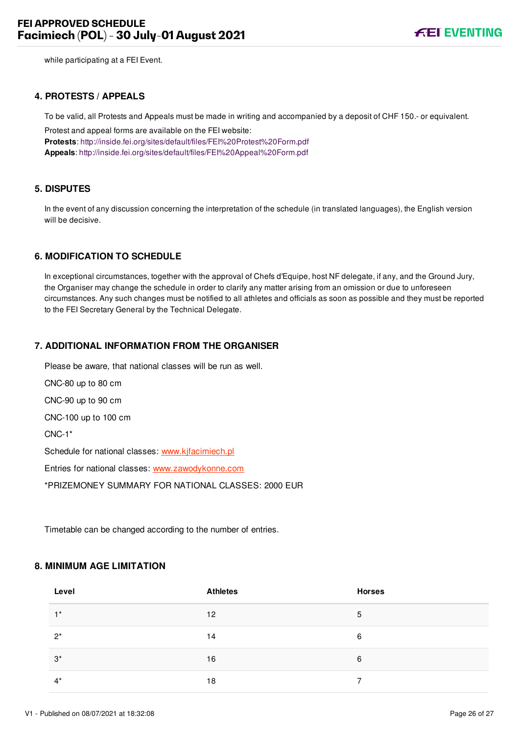while participating at a FEI Event.

## 4. PROTESTS / APPEALS

To be valid, all Protests and Appeals must be made in writing and accompanied by a deposit of CHF 150.- or equivalent.

Protest and appeal forms are available on the FEI website:

**Protests**: http://inside.fei.org/sites/default/files/FEI%20Protest%20Form.pdf

**Appeals**: http://inside.fei.org/sites/default/files/FEI%20Appeal%20Form.pdf

## 5. DISPUTES

In the event of any discussion concerning the interpretation of the schedule (in translated languages), the English version will be decisive.

## 6. MODIFICATION TO SCHEDULE

In exceptional circumstances, together with the approval of Chefs d'Equipe, host NF delegate, if any, and the Ground Jury, the Organiser may change the schedule in order to clarify any matter arising from an omission or due to unforeseen circumstances. Any such changes must be notified to all athletes and officials as soon as possible and they must be reported to the FEI Secretary General by the Technical Delegate.

## 7. ADDITIONAL INFORMATION FROM THE ORGANISER

Please be aware, that national classes will be run as well.

CNC-80 up to 80 cm

CNC-90 up to 90 cm

CNC-100 up to 100 cm

CNC-1*

Schedule for national classes: www.kjfacimiech.pl

Entries for national classes: www.zawodykonne.com

*PRIZEMONEY SUMMARY FOR NATIONAL CLASSES: 2000 EUR

Timetable can be changed according to the number of entries.

## 8. MINIMUM AGE LIMITATION

| Level | Athletes | Horses |
|---|---|---|
| 1* | 12 | 5 |
| 2* | 14 | 6 |
| 3* | 16 | 6 |
| 4* | 18 | 7 |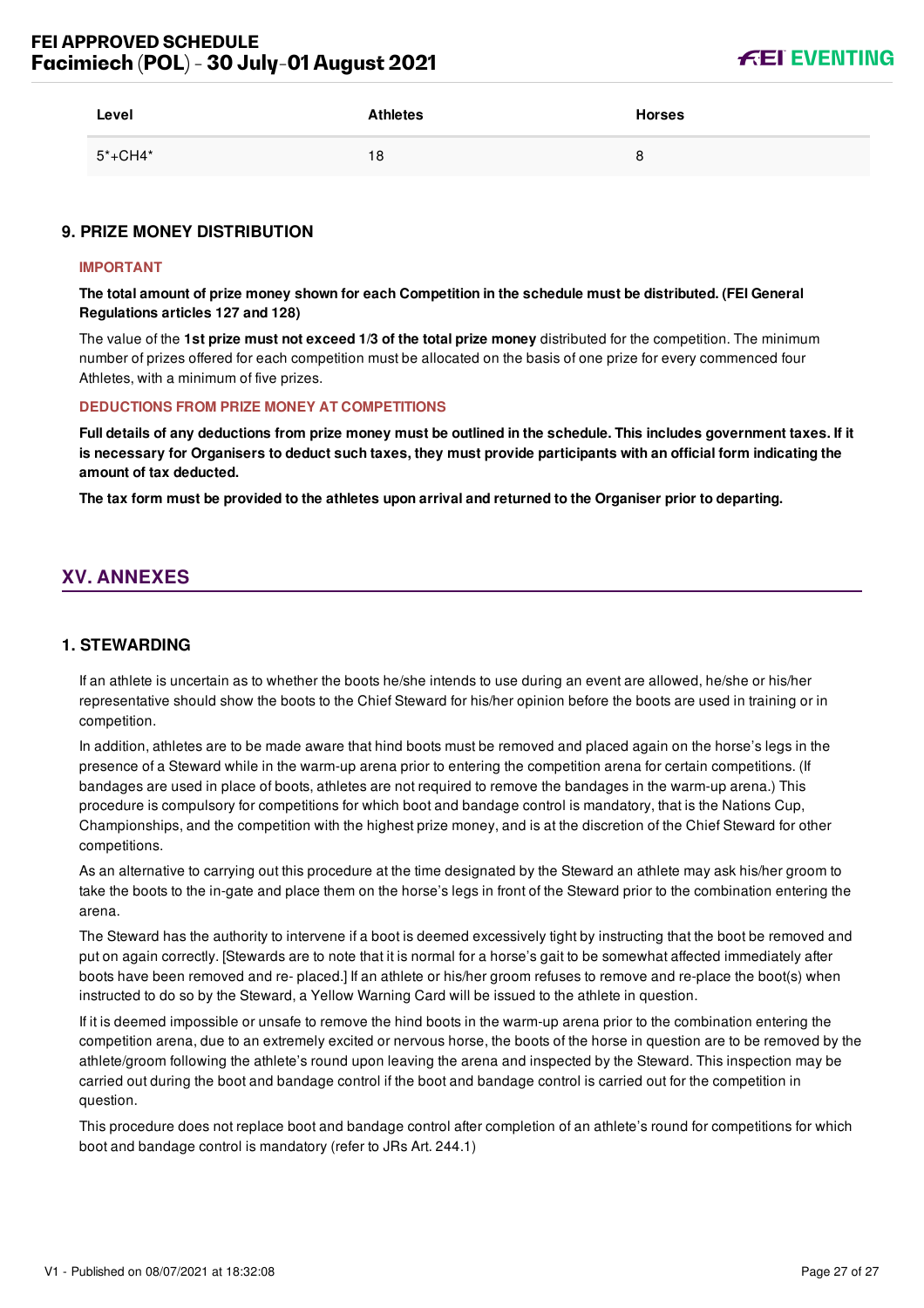| Level | Athletes | Horses |
|---|---|---|
| 5*+CH4* | 18 | 8 |

### 9. PRIZE MONEY DISTRIBUTION

**IMPORTANT**

**The total amount of prize money shown for each Competition in the schedule must be distributed. (FEI General Regulations articles 127 and 128)**

The value of the **1st prize must not exceed 1/3 of the total prize money** distributed for the competition. The minimum number of prizes offered for each competition must be allocated on the basis of one prize for every commenced four Athletes, with a minimum of five prizes.

**DEDUCTIONS FROM PRIZE MONEY AT COMPETITIONS**

**Full details of any deductions from prize money must be outlined in the schedule. This includes government taxes. If it is necessary for Organisers to deduct such taxes, they must provide participants with an official form indicating the amount of tax deducted.**

**The tax form must be provided to the athletes upon arrival and returned to the Organiser prior to departing.**

## XV. ANNEXES

### 1. STEWARDING

If an athlete is uncertain as to whether the boots he/she intends to use during an event are allowed, he/she or his/her representative should show the boots to the Chief Steward for his/her opinion before the boots are used in training or in competition.

In addition, athletes are to be made aware that hind boots must be removed and placed again on the horse's legs in the presence of a Steward while in the warm-up arena prior to entering the competition arena for certain competitions. (If bandages are used in place of boots, athletes are not required to remove the bandages in the warm-up arena.) This procedure is compulsory for competitions for which boot and bandage control is mandatory, that is the Nations Cup, Championships, and the competition with the highest prize money, and is at the discretion of the Chief Steward for other competitions.

As an alternative to carrying out this procedure at the time designated by the Steward an athlete may ask his/her groom to take the boots to the in-gate and place them on the horse's legs in front of the Steward prior to the combination entering the arena.

The Steward has the authority to intervene if a boot is deemed excessively tight by instructing that the boot be removed and put on again correctly. [Stewards are to note that it is normal for a horse's gait to be somewhat affected immediately after boots have been removed and re- placed.] If an athlete or his/her groom refuses to remove and re-place the boot(s) when instructed to do so by the Steward, a Yellow Warning Card will be issued to the athlete in question.

If it is deemed impossible or unsafe to remove the hind boots in the warm-up arena prior to the combination entering the competition arena, due to an extremely excited or nervous horse, the boots of the horse in question are to be removed by the athlete/groom following the athlete's round upon leaving the arena and inspected by the Steward. This inspection may be carried out during the boot and bandage control if the boot and bandage control is carried out for the competition in question.

This procedure does not replace boot and bandage control after completion of an athlete's round for competitions for which boot and bandage control is mandatory (refer to JRs Art. 244.1)